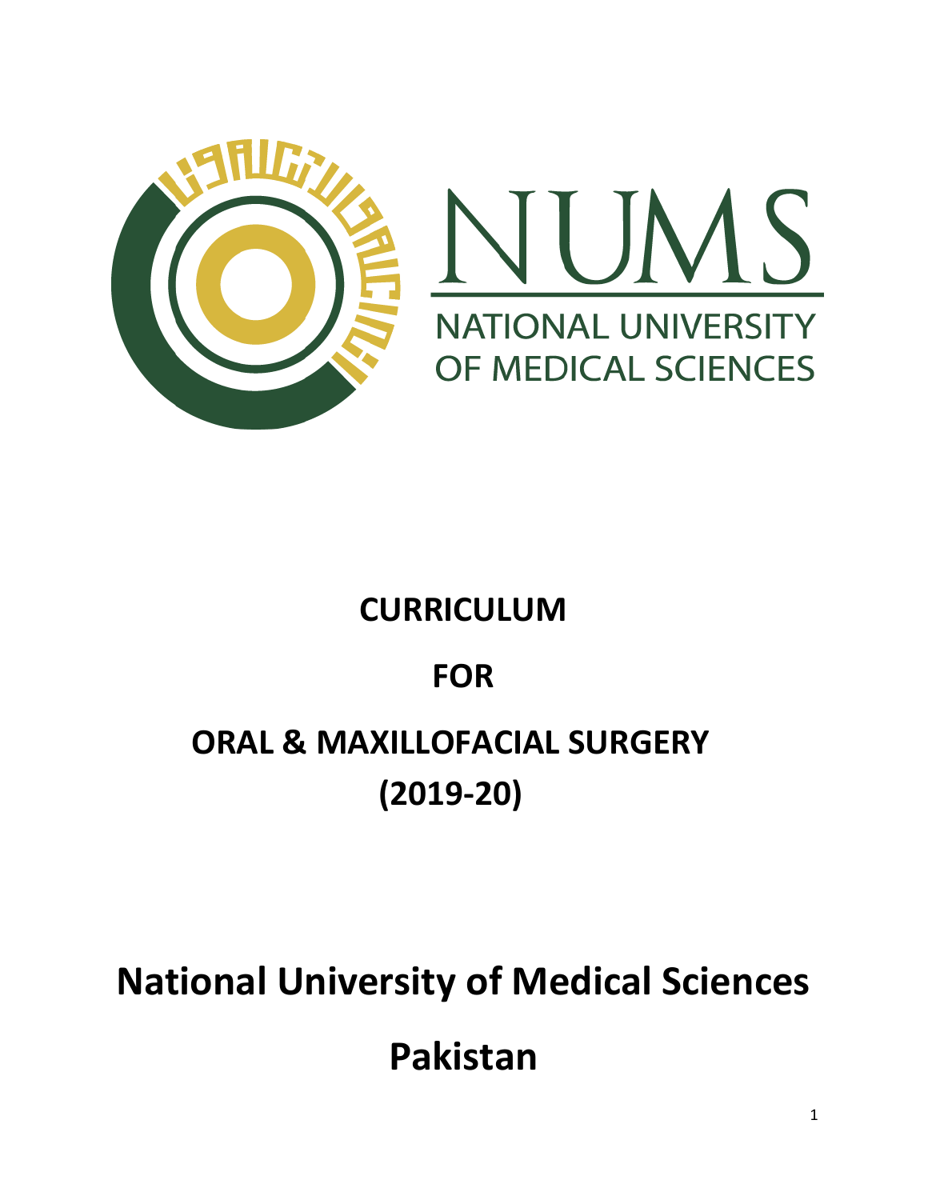NUMS

NATIONAL UNIVERSITY OF MEDICAL SCIENCES

# CURRICULUM

# FOR

# ORAL & MAXILLOFACIAL SURGERY (2019-20)

# National University of Medical Sciences

# Pakistan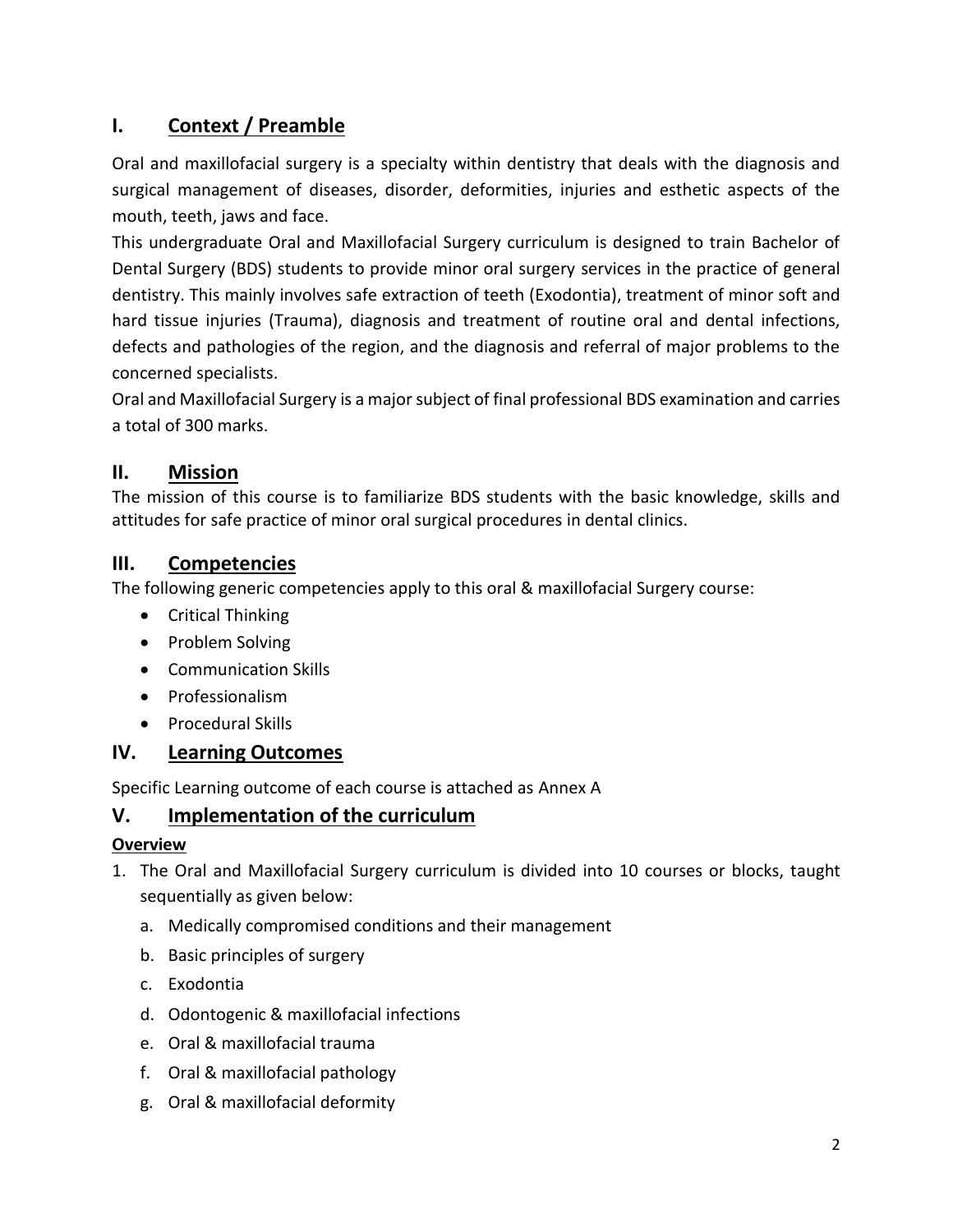## I. Context / Preamble

Oral and maxillofacial surgery is a specialty within dentistry that deals with the diagnosis and surgical management of diseases, disorder, deformities, injuries and esthetic aspects of the mouth, teeth, jaws and face.

This undergraduate Oral and Maxillofacial Surgery curriculum is designed to train Bachelor of Dental Surgery (BDS) students to provide minor oral surgery services in the practice of general dentistry. This mainly involves safe extraction of teeth (Exodontia), treatment of minor soft and hard tissue injuries (Trauma), diagnosis and treatment of routine oral and dental infections, defects and pathologies of the region, and the diagnosis and referral of major problems to the concerned specialists.

Oral and Maxillofacial Surgery is a major subject of final professional BDS examination and carries a total of 300 marks.

## II. Mission

The mission of this course is to familiarize BDS students with the basic knowledge, skills and attitudes for safe practice of minor oral surgical procedures in dental clinics.

## III. Competencies

The following generic competencies apply to this oral & maxillofacial Surgery course:

- Critical Thinking
- Problem Solving
- Communication Skills
- Professionalism
- Procedural Skills

## IV. Learning Outcomes

Specific Learning outcome of each course is attached as Annex A

## V. Implementation of the curriculum

**Overview**

1. The Oral and Maxillofacial Surgery curriculum is divided into 10 courses or blocks, taught sequentially as given below:
   a. Medically compromised conditions and their management
   b. Basic principles of surgery
   c. Exodontia
   d. Odontogenic & maxillofacial infections
   e. Oral & maxillofacial trauma
   f. Oral & maxillofacial pathology
   g. Oral & maxillofacial deformity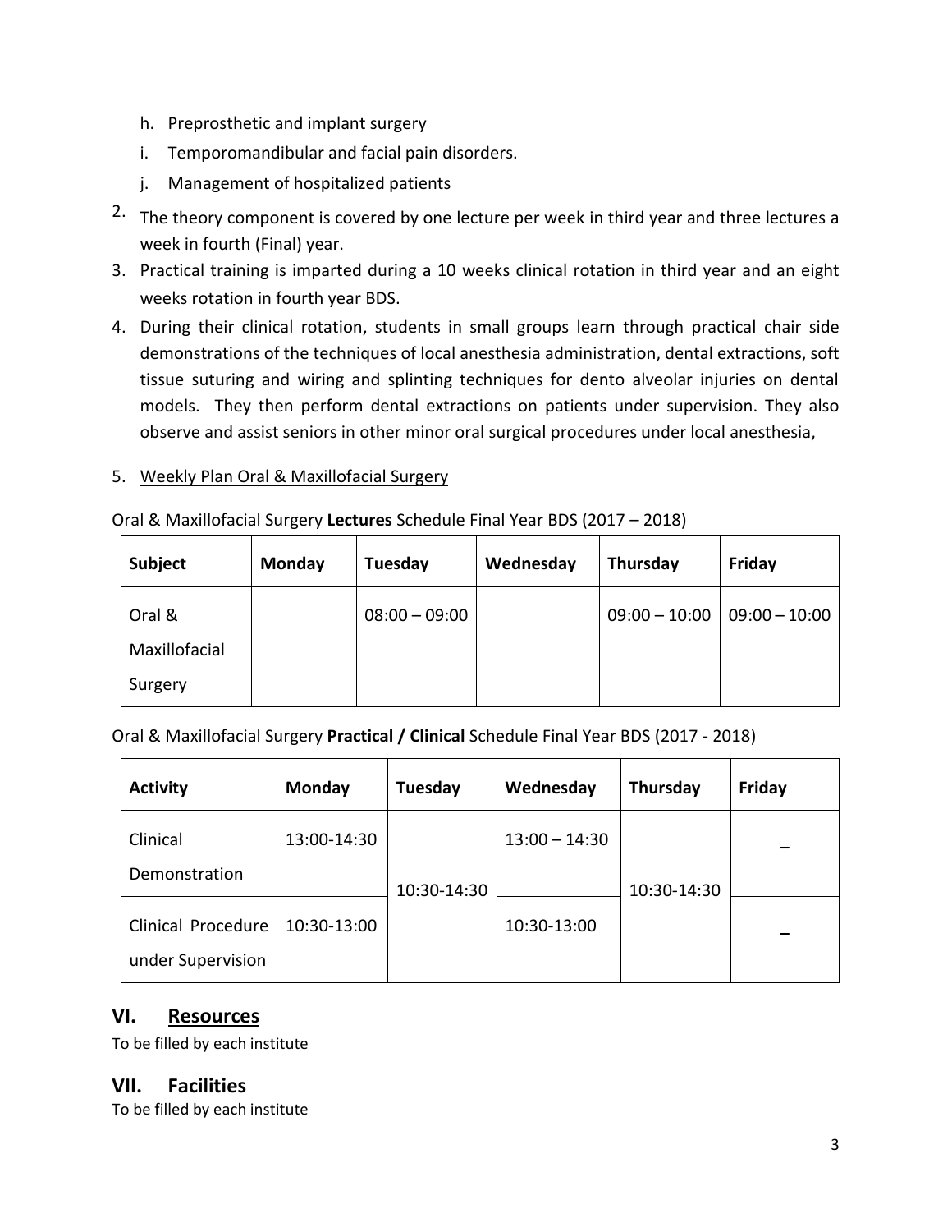h. Preprosthetic and implant surgery
i. Temporomandibular and facial pain disorders.
j. Management of hospitalized patients

2. The theory component is covered by one lecture per week in third year and three lectures a week in fourth (Final) year.
3. Practical training is imparted during a 10 weeks clinical rotation in third year and an eight weeks rotation in fourth year BDS.
4. During their clinical rotation, students in small groups learn through practical chair side demonstrations of the techniques of local anesthesia administration, dental extractions, soft tissue suturing and wiring and splinting techniques for dento alveolar injuries on dental models. They then perform dental extractions on patients under supervision. They also observe and assist seniors in other minor oral surgical procedures under local anesthesia,
5. Weekly Plan Oral & Maxillofacial Surgery

Oral & Maxillofacial Surgery **Lectures** Schedule Final Year BDS (2017 – 2018)

| **Subject** | **Monday** | **Tuesday** | **Wednesday** | **Thursday** | **Friday** |
|---|---|---|---|---|---|
| Oral & Maxillofacial Surgery | | 08:00 – 09:00 | | 09:00 – 10:00 | 09:00 – 10:00 |

Oral & Maxillofacial Surgery **Practical / Clinical** Schedule Final Year BDS (2017 - 2018)

| **Activity** | **Monday** | **Tuesday** | **Wednesday** | **Thursday** | **Friday** |
|---|---|---|---|---|---|
| Clinical Demonstration | 13:00-14:30 | 10:30-14:30 | 13:00 – 14:30 | 10:30-14:30 | – |
| Clinical Procedure under Supervision | 10:30-13:00 | | 10:30-13:00 | | – |

## VI. Resources

To be filled by each institute

## VII. Facilities

To be filled by each institute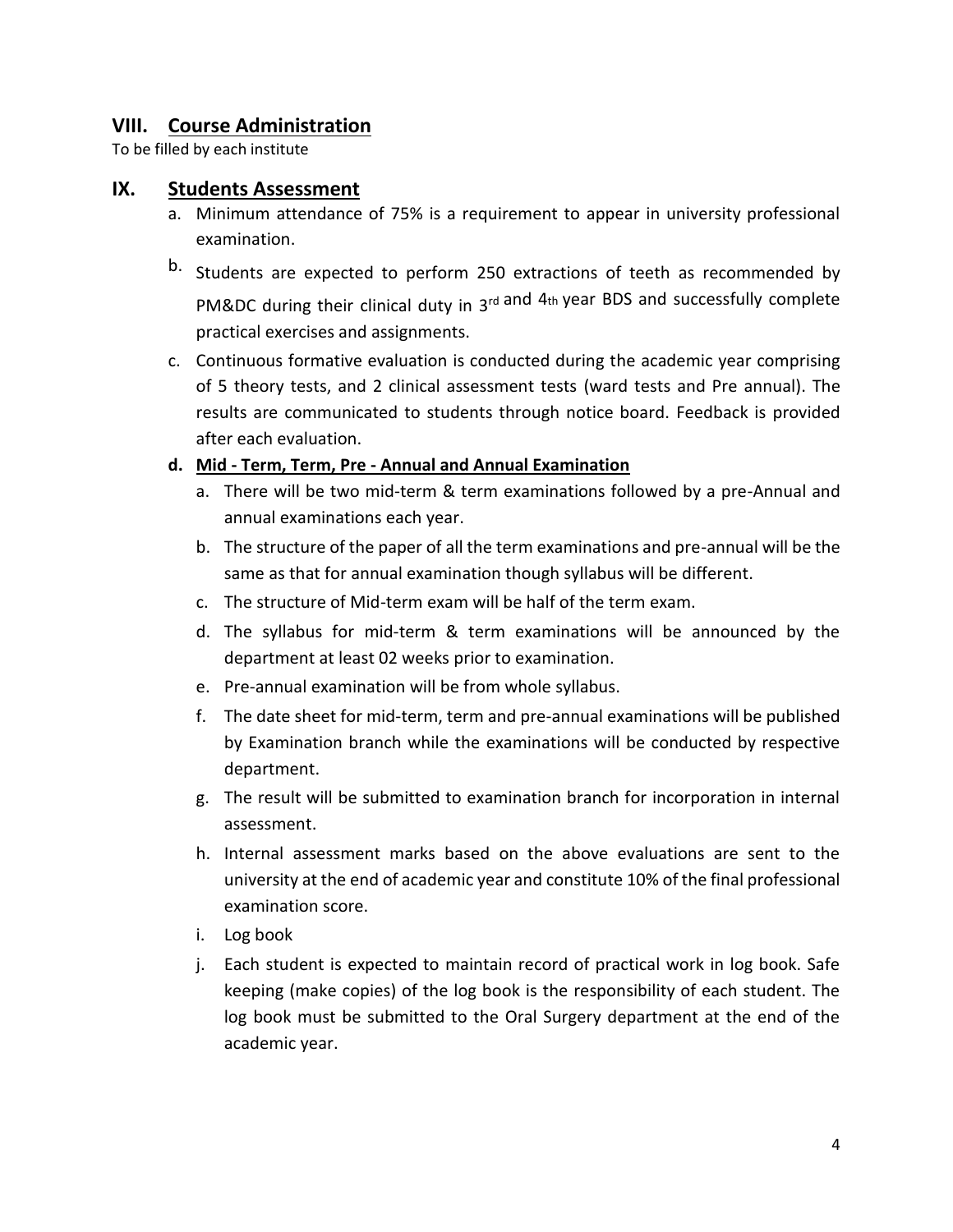## VIII. Course Administration

To be filled by each institute

## IX. Students Assessment

a. Minimum attendance of 75% is a requirement to appear in university professional examination.

b. Students are expected to perform 250 extractions of teeth as recommended by PM&DC during their clinical duty in 3rd and 4th year BDS and successfully complete practical exercises and assignments.

c. Continuous formative evaluation is conducted during the academic year comprising of 5 theory tests, and 2 clinical assessment tests (ward tests and Pre annual). The results are communicated to students through notice board. Feedback is provided after each evaluation.

**d. Mid - Term, Term, Pre - Annual and Annual Examination**

a. There will be two mid-term & term examinations followed by a pre-Annual and annual examinations each year.

b. The structure of the paper of all the term examinations and pre-annual will be the same as that for annual examination though syllabus will be different.

c. The structure of Mid-term exam will be half of the term exam.

d. The syllabus for mid-term & term examinations will be announced by the department at least 02 weeks prior to examination.

e. Pre-annual examination will be from whole syllabus.

f. The date sheet for mid-term, term and pre-annual examinations will be published by Examination branch while the examinations will be conducted by respective department.

g. The result will be submitted to examination branch for incorporation in internal assessment.

h. Internal assessment marks based on the above evaluations are sent to the university at the end of academic year and constitute 10% of the final professional examination score.

i. Log book

j. Each student is expected to maintain record of practical work in log book. Safe keeping (make copies) of the log book is the responsibility of each student. The log book must be submitted to the Oral Surgery department at the end of the academic year.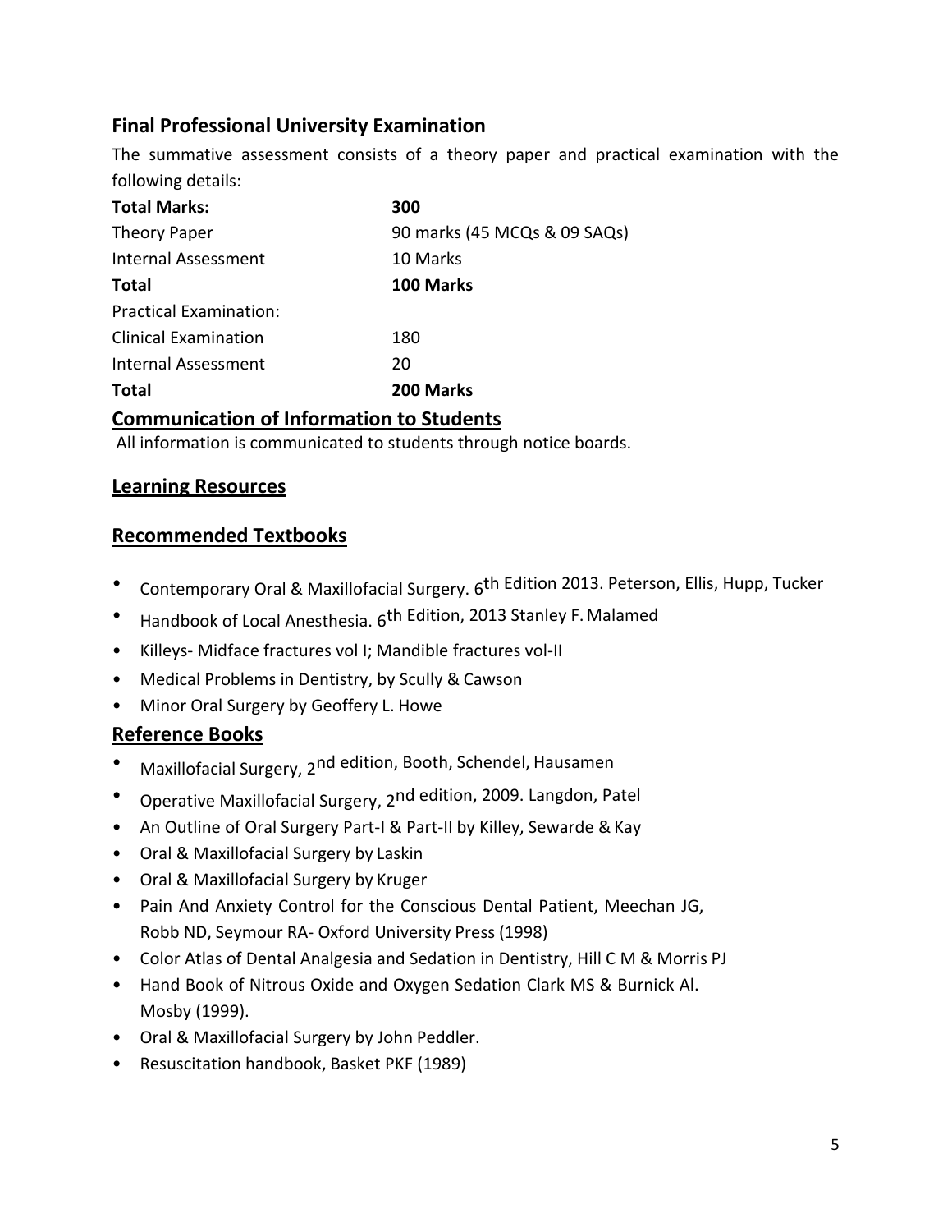## Final Professional University Examination

The summative assessment consists of a theory paper and practical examination with the following details:

| **Total Marks:** | **300** |
|---|---|
| Theory Paper | 90 marks (45 MCQs & 09 SAQs) |
| Internal Assessment | 10 Marks |
| **Total** | **100 Marks** |
| Practical Examination: | |
| Clinical Examination | 180 |
| Internal Assessment | 20 |
| **Total** | **200 Marks** |

## Communication of Information to Students

All information is communicated to students through notice boards.

## Learning Resources

## Recommended Textbooks

- Contemporary Oral & Maxillofacial Surgery. 6th Edition 2013. Peterson, Ellis, Hupp, Tucker
- Handbook of Local Anesthesia. 6th Edition, 2013 Stanley F. Malamed
- Killeys- Midface fractures vol I; Mandible fractures vol-II
- Medical Problems in Dentistry, by Scully & Cawson
- Minor Oral Surgery by Geoffery L. Howe

## Reference Books

- Maxillofacial Surgery, 2nd edition, Booth, Schendel, Hausamen
- Operative Maxillofacial Surgery, 2nd edition, 2009. Langdon, Patel
- An Outline of Oral Surgery Part-I & Part-II by Killey, Sewarde & Kay
- Oral & Maxillofacial Surgery by Laskin
- Oral & Maxillofacial Surgery by Kruger
- Pain And Anxiety Control for the Conscious Dental Patient, Meechan JG, Robb ND, Seymour RA- Oxford University Press (1998)
- Color Atlas of Dental Analgesia and Sedation in Dentistry, Hill C M & Morris PJ
- Hand Book of Nitrous Oxide and Oxygen Sedation Clark MS & Burnick Al. Mosby (1999).
- Oral & Maxillofacial Surgery by John Peddler.
- Resuscitation handbook, Basket PKF (1989)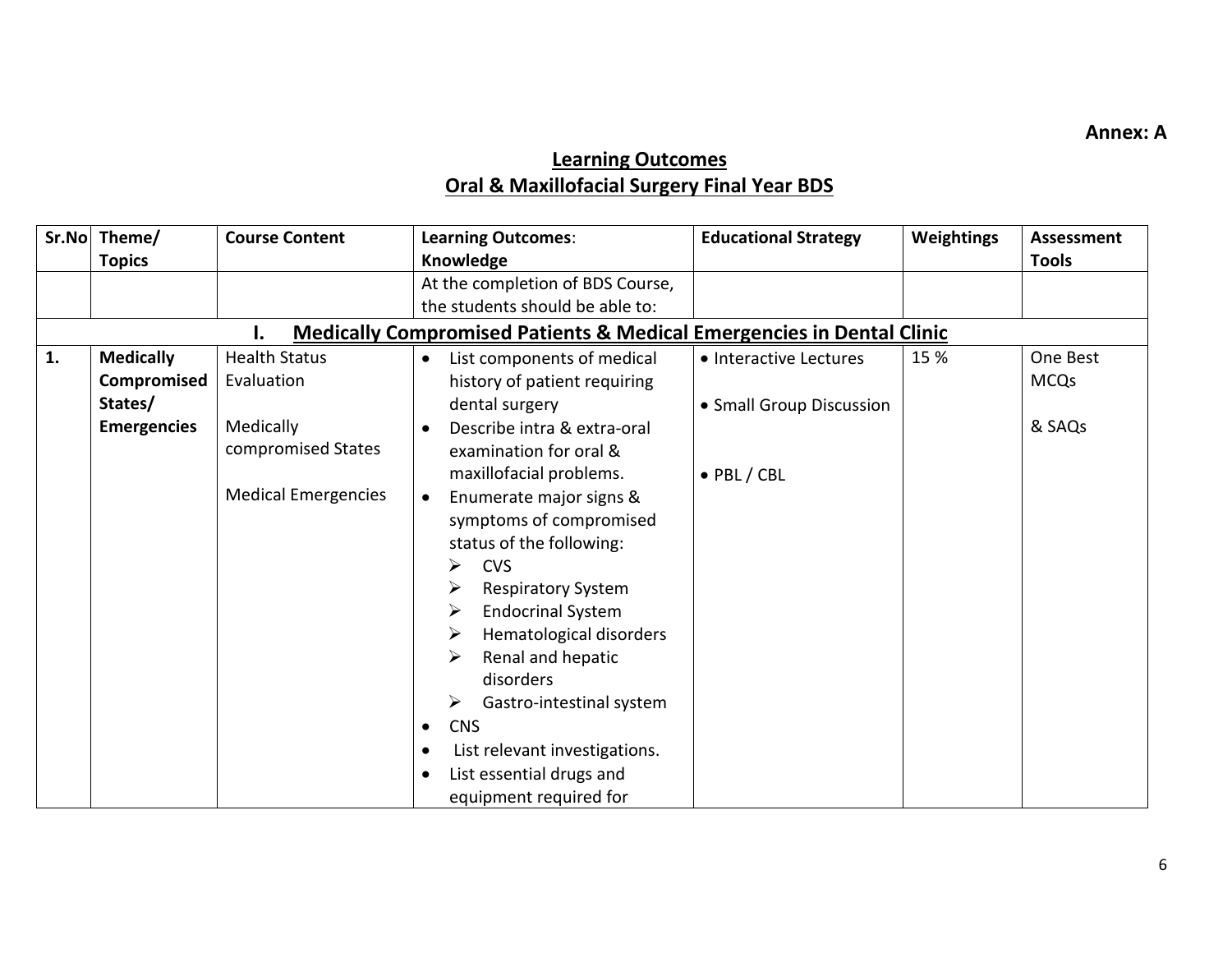**Annex: A**

## Learning Outcomes
## Oral & Maxillofacial Surgery Final Year BDS

| Sr.No | Theme/ Topics | Course Content | Learning Outcomes: Knowledge | Educational Strategy | Weightings | Assessment Tools |
|---|---|---|---|---|---|---|
| | | | At the completion of BDS Course, the students should be able to: | | | |
| **I. Medically Compromised Patients & Medical Emergencies in Dental Clinic** | | | | | | |
| **1.** | **Medically Compromised States/ Emergencies** | Health Status Evaluation<br><br>Medically compromised States<br><br>Medical Emergencies | • List components of medical history of patient requiring dental surgery<br>• Describe intra & extra-oral examination for oral & maxillofacial problems.<br>• Enumerate major signs & symptoms of compromised status of the following:<br>➢ CVS<br>➢ Respiratory System<br>➢ Endocrinal System<br>➢ Hematological disorders<br>➢ Renal and hepatic disorders<br>➢ Gastro-intestinal system<br>• CNS<br>• List relevant investigations.<br>• List essential drugs and equipment required for | • Interactive Lectures<br><br>• Small Group Discussion<br><br>• PBL / CBL | 15 % | One Best MCQs<br><br>& SAQs |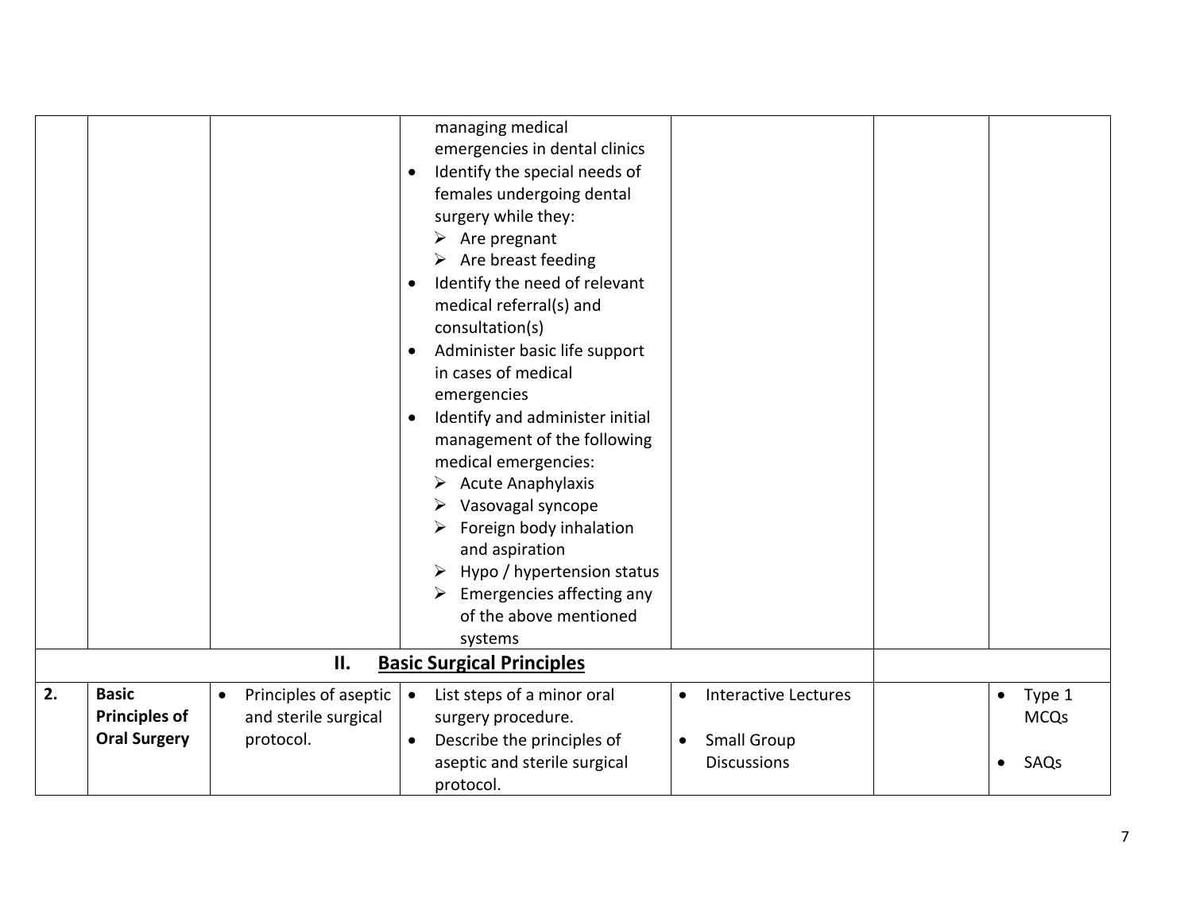| | | | | | | |
|---|---|---|---|---|---|---|
| | | | managing medical emergencies in dental clinics<br>• Identify the special needs of females undergoing dental surgery while they:<br>➢ Are pregnant<br>➢ Are breast feeding<br>• Identify the need of relevant medical referral(s) and consultation(s)<br>• Administer basic life support in cases of medical emergencies<br>• Identify and administer initial management of the following medical emergencies:<br>➢ Acute Anaphylaxis<br>➢ Vasovagal syncope<br>➢ Foreign body inhalation and aspiration<br>➢ Hypo / hypertension status<br>➢ Emergencies affecting any of the above mentioned systems | | | |
| | | **II. Basic Surgical Principles** | | | | |
| **2.** | **Basic Principles of Oral Surgery** | • Principles of aseptic and sterile surgical protocol. | • List steps of a minor oral surgery procedure.<br>• Describe the principles of aseptic and sterile surgical protocol. | • Interactive Lectures<br>• Small Group Discussions | | • Type 1 MCQs<br>• SAQs |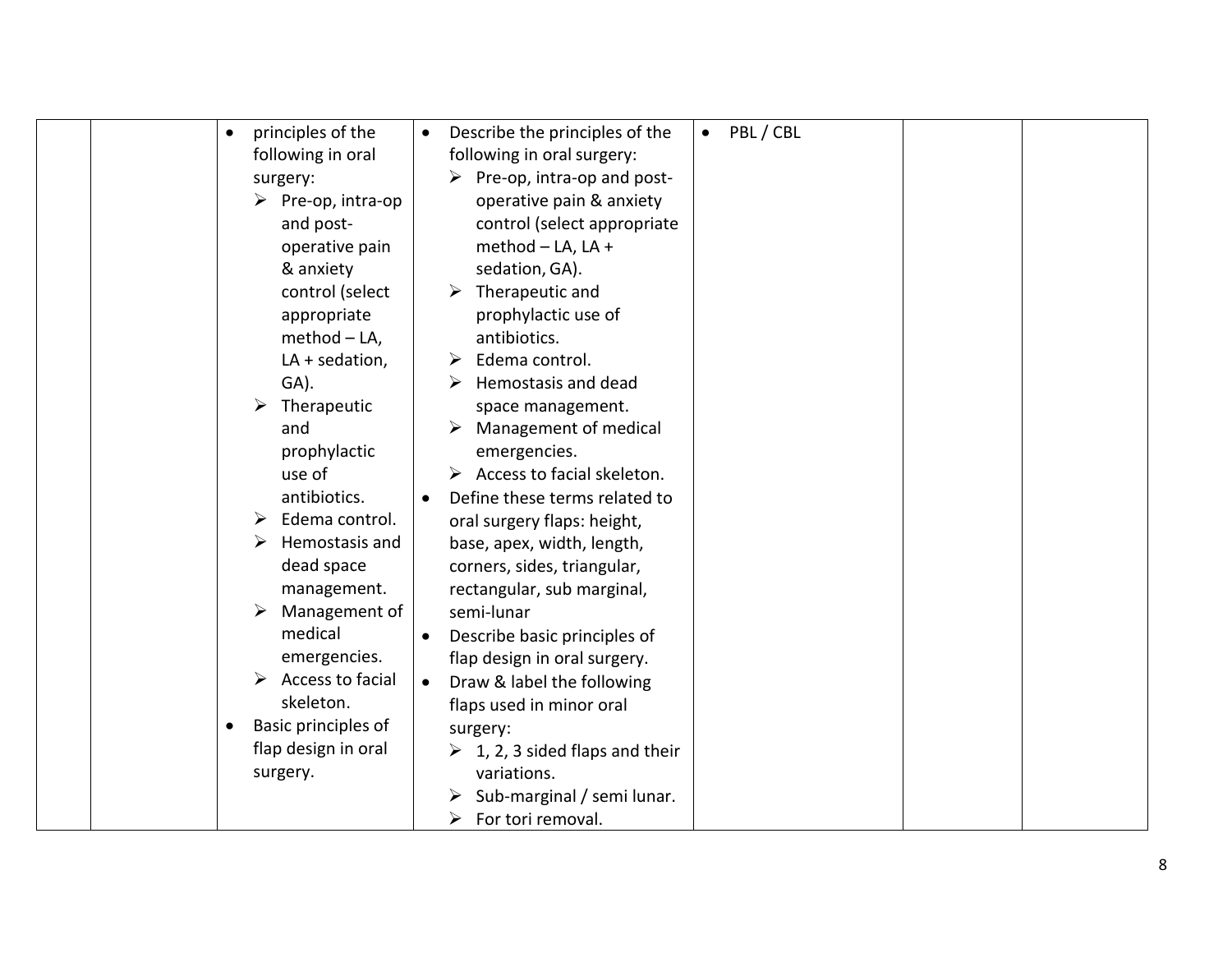| | | | | | | |
|---|---|---|---|---|---|---|
| | | • principles of the following in oral surgery:<br>➢ Pre-op, intra-op and post-operative pain & anxiety control (select appropriate method – LA, LA + sedation, GA).<br>➢ Therapeutic and prophylactic use of antibiotics.<br>➢ Edema control.<br>➢ Hemostasis and dead space management.<br>➢ Management of medical emergencies.<br>➢ Access to facial skeleton.<br>• Basic principles of flap design in oral surgery. | • Describe the principles of the following in oral surgery:<br>➢ Pre-op, intra-op and post-operative pain & anxiety control (select appropriate method – LA, LA + sedation, GA).<br>➢ Therapeutic and prophylactic use of antibiotics.<br>➢ Edema control.<br>➢ Hemostasis and dead space management.<br>➢ Management of medical emergencies.<br>➢ Access to facial skeleton.<br>• Define these terms related to oral surgery flaps: height, base, apex, width, length, corners, sides, triangular, rectangular, sub marginal, semi-lunar<br>• Describe basic principles of flap design in oral surgery.<br>• Draw & label the following flaps used in minor oral surgery:<br>➢ 1, 2, 3 sided flaps and their variations.<br>➢ Sub-marginal / semi lunar.<br>➢ For tori removal. | • PBL / CBL | | |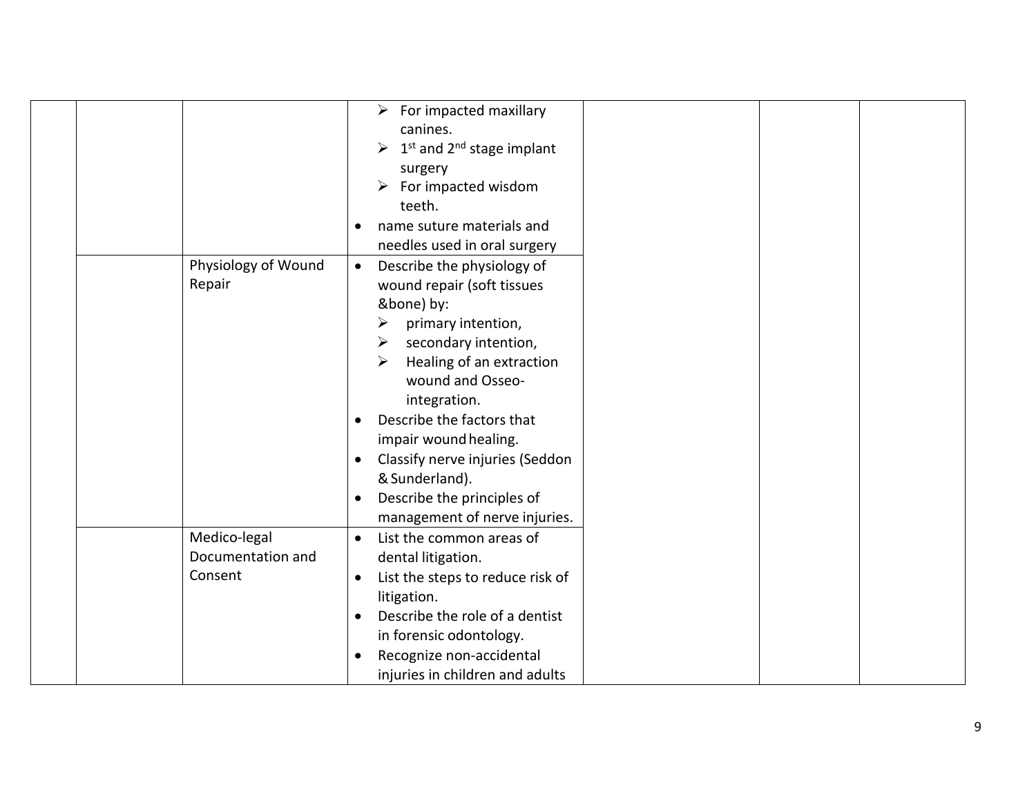| | | | | | | |
|---|---|---|---|---|---|---|
| | | | ➢ For impacted maxillary canines.<br>➢ 1st and 2nd stage implant surgery<br>➢ For impacted wisdom teeth.<br>• name suture materials and needles used in oral surgery | | | |
| | | Physiology of Wound Repair | • Describe the physiology of wound repair (soft tissues &bone) by:<br>➢ primary intention,<br>➢ secondary intention,<br>➢ Healing of an extraction wound and Osseo-integration.<br>• Describe the factors that impair wound healing.<br>• Classify nerve injuries (Seddon & Sunderland).<br>• Describe the principles of management of nerve injuries. | | | |
| | | Medico-legal Documentation and Consent | • List the common areas of dental litigation.<br>• List the steps to reduce risk of litigation.<br>• Describe the role of a dentist in forensic odontology.<br>• Recognize non-accidental injuries in children and adults | | | |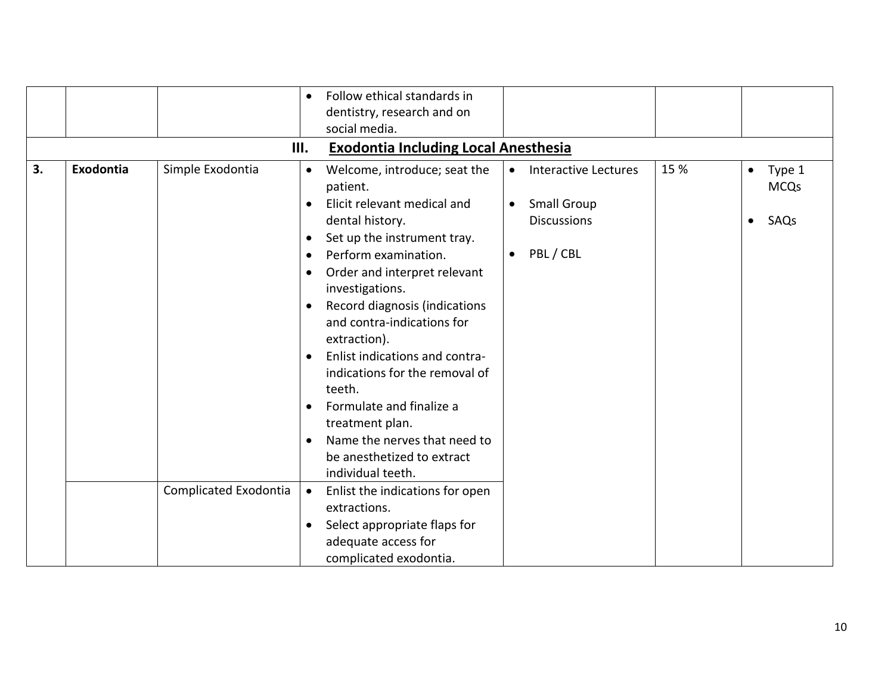| | | | • Follow ethical standards in dentistry, research and on social media. | | | |
|---|---|---|---|---|---|---|
| | | | **III. Exodontia Including Local Anesthesia** | | | |
| **3.** | **Exodontia** | Simple Exodontia | • Welcome, introduce; seat the patient.<br>• Elicit relevant medical and dental history.<br>• Set up the instrument tray.<br>• Perform examination.<br>• Order and interpret relevant investigations.<br>• Record diagnosis (indications and contra-indications for extraction).<br>• Enlist indications and contra-indications for the removal of teeth.<br>• Formulate and finalize a treatment plan.<br>• Name the nerves that need to be anesthetized to extract individual teeth. | • Interactive Lectures<br>• Small Group Discussions<br>• PBL / CBL | 15 % | • Type 1 MCQs<br>• SAQs |
| | | Complicated Exodontia | • Enlist the indications for open extractions.<br>• Select appropriate flaps for adequate access for complicated exodontia. | | | |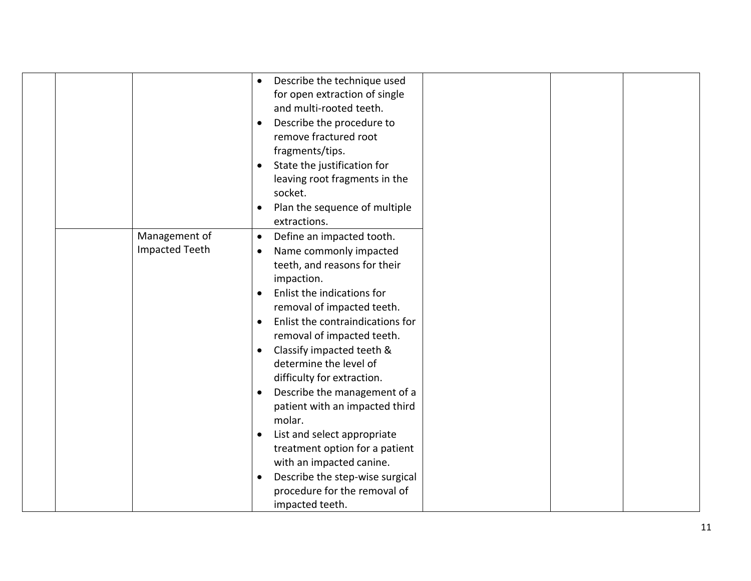| | | | | | | |
|---|---|---|---|---|---|---|
| | | | • Describe the technique used for open extraction of single and multi-rooted teeth.<br>• Describe the procedure to remove fractured root fragments/tips.<br>• State the justification for leaving root fragments in the socket.<br>• Plan the sequence of multiple extractions. | | | |
| | | Management of Impacted Teeth | • Define an impacted tooth.<br>• Name commonly impacted teeth, and reasons for their impaction.<br>• Enlist the indications for removal of impacted teeth.<br>• Enlist the contraindications for removal of impacted teeth.<br>• Classify impacted teeth & determine the level of difficulty for extraction.<br>• Describe the management of a patient with an impacted third molar.<br>• List and select appropriate treatment option for a patient with an impacted canine.<br>• Describe the step-wise surgical procedure for the removal of impacted teeth. | | | |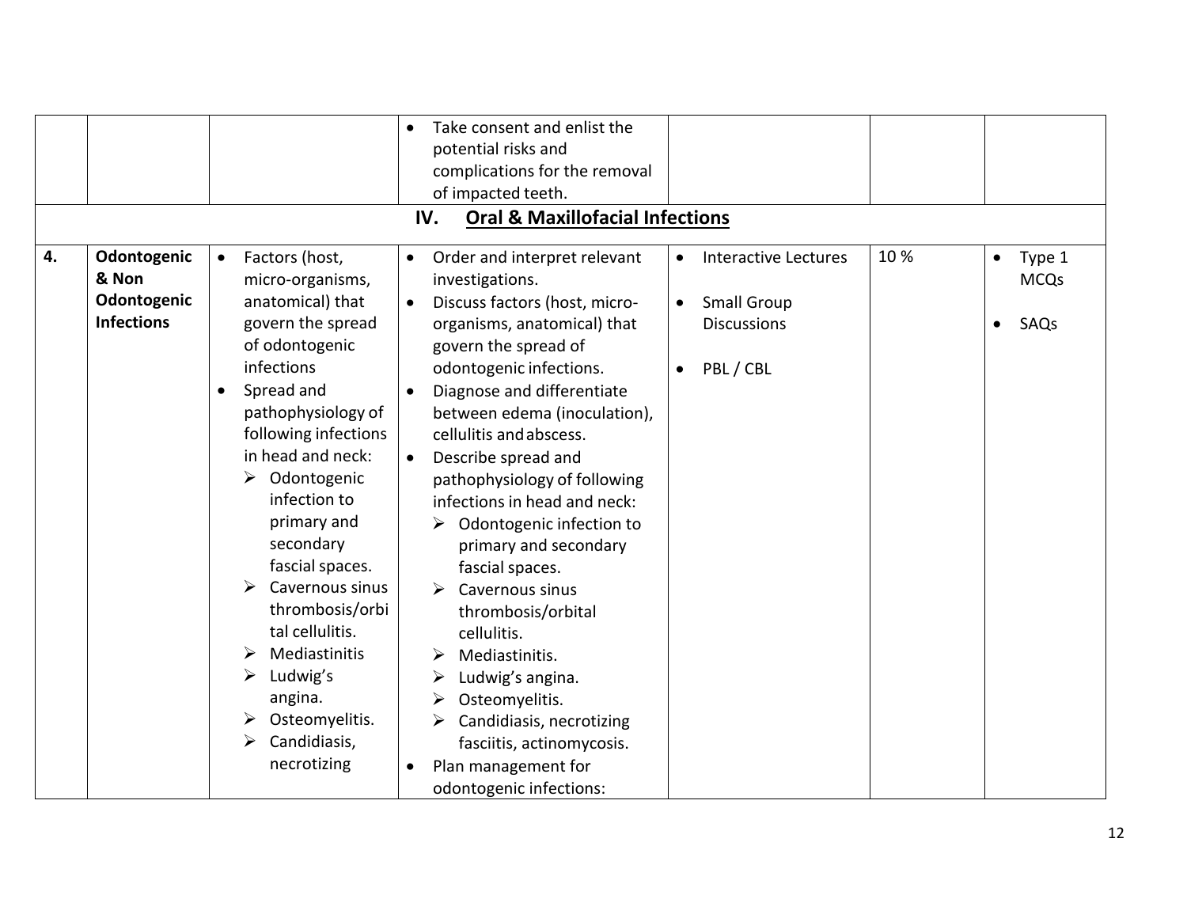| | | | | | | |
|---|---|---|---|---|---|---|
| | | | • Take consent and enlist the potential risks and complications for the removal of impacted teeth. | | | |
| | | | **IV. Oral & Maxillofacial Infections** | | | |
| **4.** | **Odontogenic & Non Odontogenic Infections** | • Factors (host, micro-organisms, anatomical) that govern the spread of odontogenic infections<br>• Spread and pathophysiology of following infections in head and neck:<br>➢ Odontogenic infection to primary and secondary fascial spaces.<br>➢ Cavernous sinus thrombosis/orbital cellulitis.<br>➢ Mediastinitis<br>➢ Ludwig's angina.<br>➢ Osteomyelitis.<br>➢ Candidiasis, necrotizing | • Order and interpret relevant investigations.<br>• Discuss factors (host, micro-organisms, anatomical) that govern the spread of odontogenic infections.<br>• Diagnose and differentiate between edema (inoculation), cellulitis and abscess.<br>• Describe spread and pathophysiology of following infections in head and neck:<br>➢ Odontogenic infection to primary and secondary fascial spaces.<br>➢ Cavernous sinus thrombosis/orbital cellulitis.<br>➢ Mediastinitis.<br>➢ Ludwig's angina.<br>➢ Osteomyelitis.<br>➢ Candidiasis, necrotizing fasciitis, actinomycosis.<br>• Plan management for odontogenic infections: | • Interactive Lectures<br>• Small Group Discussions<br>• PBL / CBL | 10 % | • Type 1 MCQs<br>• SAQs |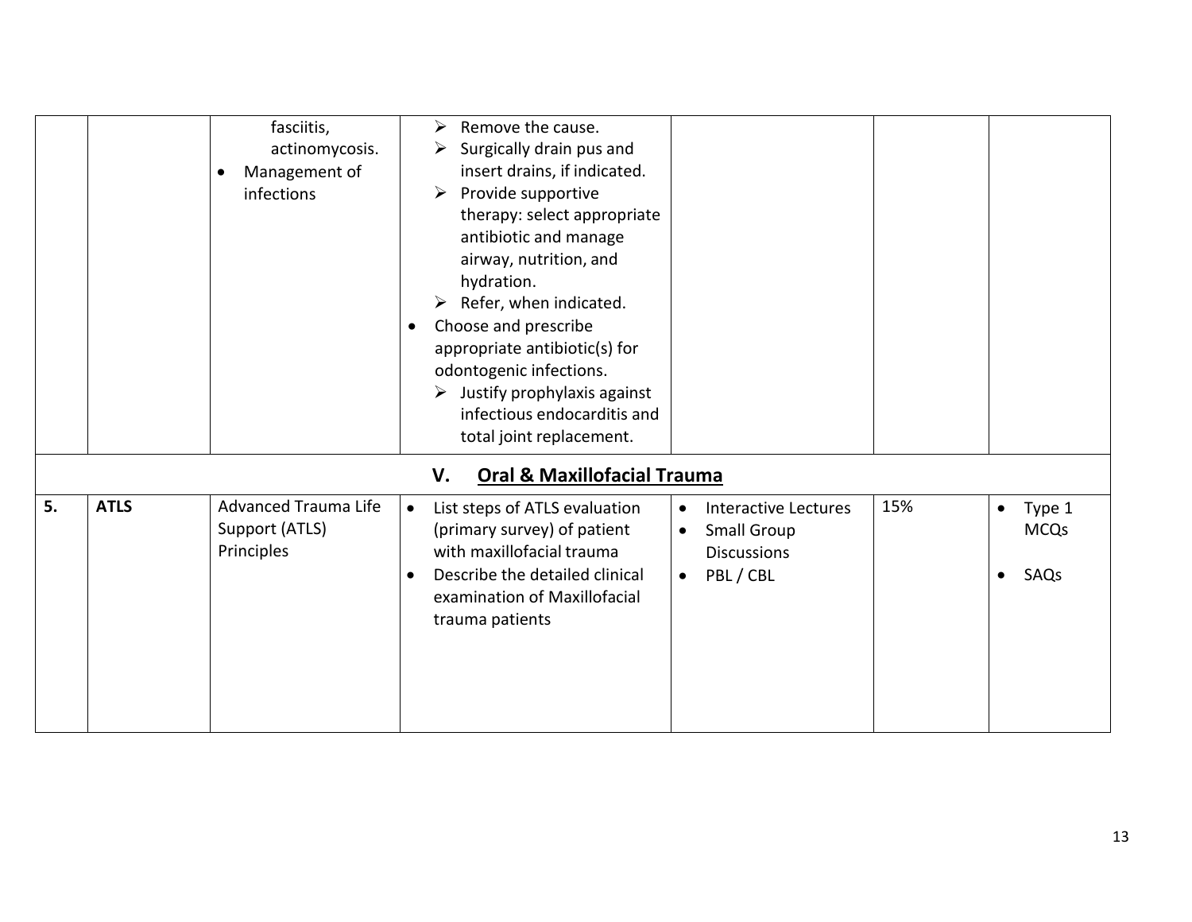| | | | | | | |
|---|---|---|---|---|---|---|
| | | fasciitis, actinomycosis.<br>• Management of infections | ➢ Remove the cause.<br>➢ Surgically drain pus and insert drains, if indicated.<br>➢ Provide supportive therapy: select appropriate antibiotic and manage airway, nutrition, and hydration.<br>➢ Refer, when indicated.<br>• Choose and prescribe appropriate antibiotic(s) for odontogenic infections.<br>➢ Justify prophylaxis against infectious endocarditis and total joint replacement. | | | |
| | | | **V. Oral & Maxillofacial Trauma** | | | |
| **5.** | **ATLS** | Advanced Trauma Life Support (ATLS) Principles | • List steps of ATLS evaluation (primary survey) of patient with maxillofacial trauma<br>• Describe the detailed clinical examination of Maxillofacial trauma patients | • Interactive Lectures<br>• Small Group Discussions<br>• PBL / CBL | 15% | • Type 1 MCQs<br>• SAQs |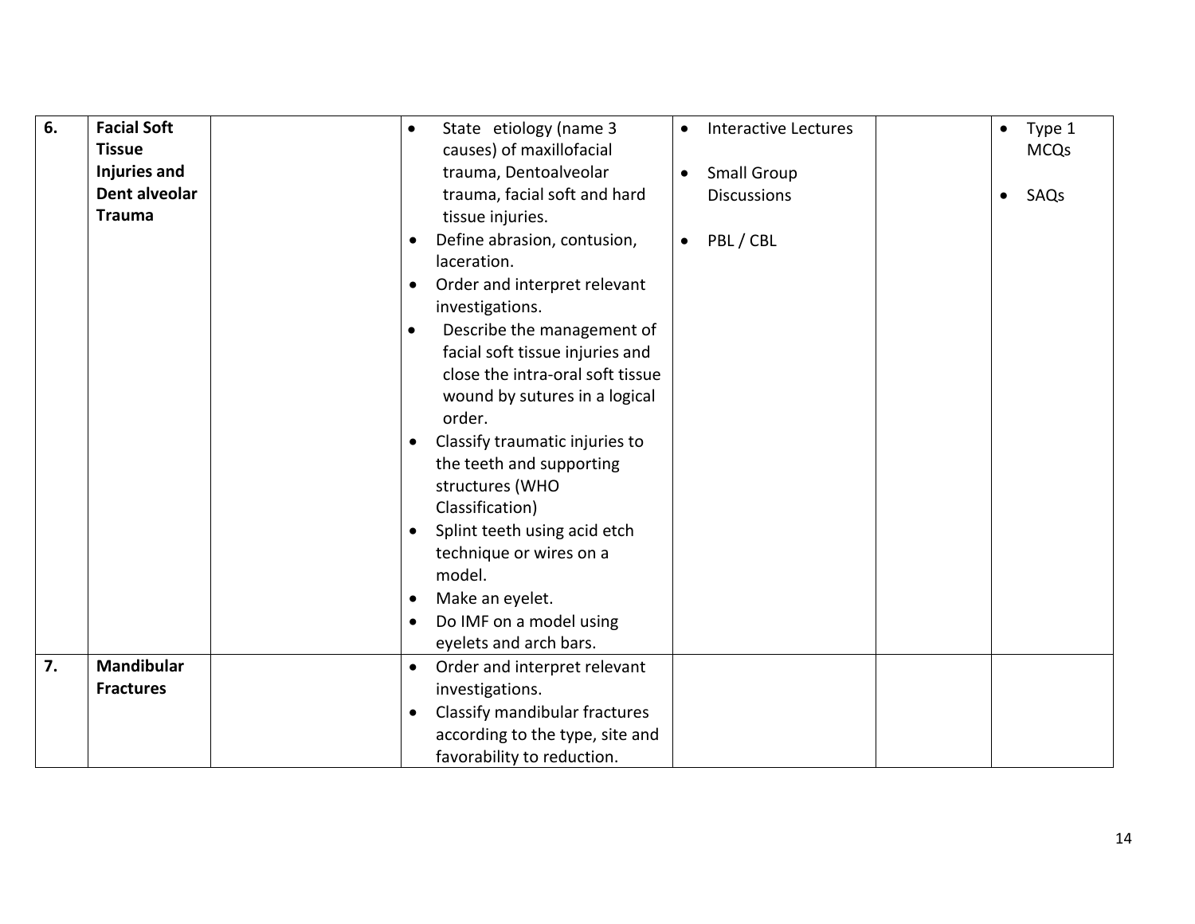| | | | | | | |
|---|---|---|---|---|---|---|
| **6.** | **Facial Soft Tissue Injuries and Dent alveolar Trauma** | | • State etiology (name 3 causes) of maxillofacial trauma, Dentoalveolar trauma, facial soft and hard tissue injuries.<br>• Define abrasion, contusion, laceration.<br>• Order and interpret relevant investigations.<br>• Describe the management of facial soft tissue injuries and close the intra-oral soft tissue wound by sutures in a logical order.<br>• Classify traumatic injuries to the teeth and supporting structures (WHO Classification)<br>• Splint teeth using acid etch technique or wires on a model.<br>• Make an eyelet.<br>• Do IMF on a model using eyelets and arch bars. | • Interactive Lectures<br>• Small Group Discussions<br>• PBL / CBL | | • Type 1 MCQs<br>• SAQs |
| **7.** | **Mandibular Fractures** | | • Order and interpret relevant investigations.<br>• Classify mandibular fractures according to the type, site and favorability to reduction. | | | |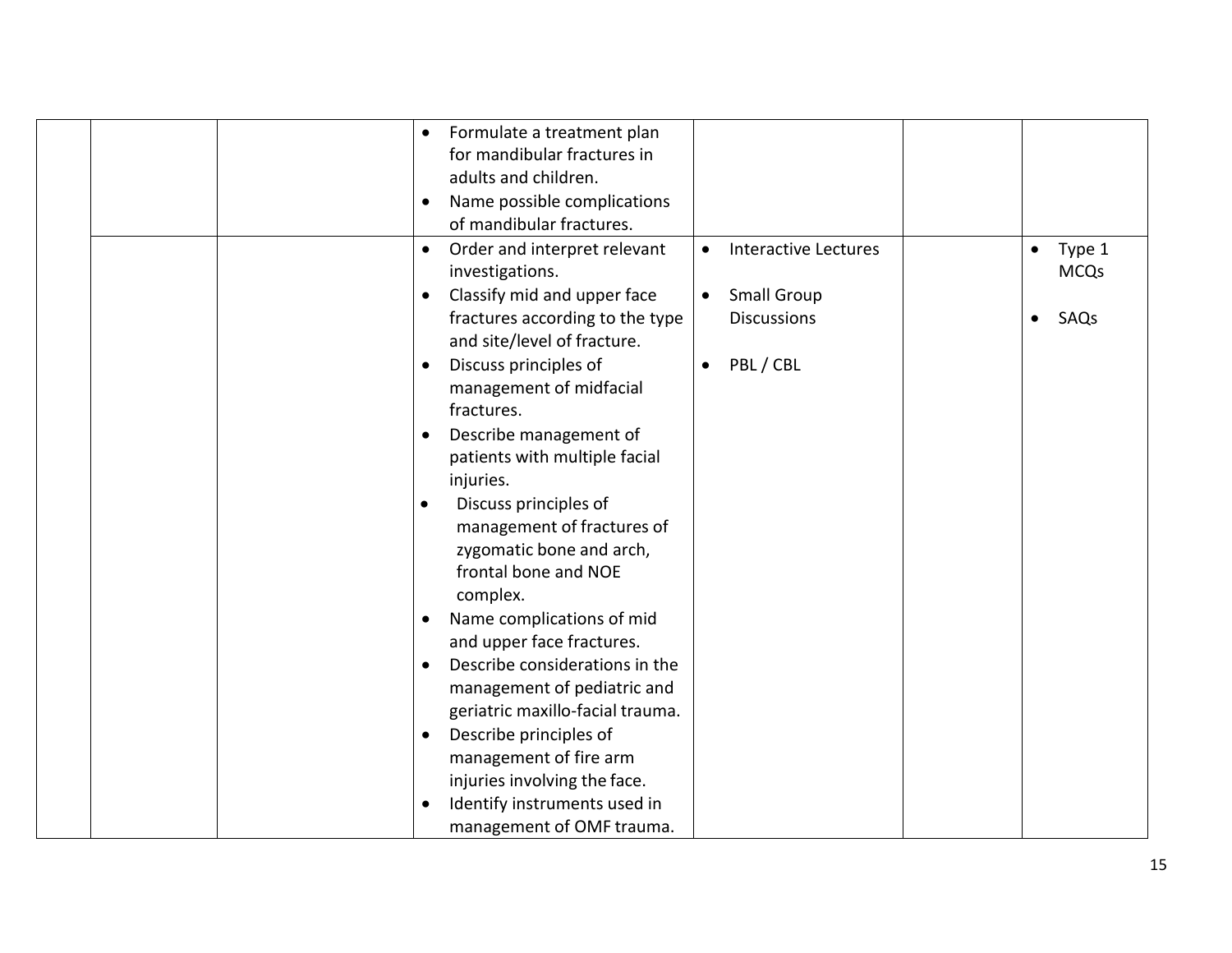| | | | | | | |
|---|---|---|---|---|---|---|
| | | | • Formulate a treatment plan for mandibular fractures in adults and children.<br>• Name possible complications of mandibular fractures. | | | |
| | | | • Order and interpret relevant investigations.<br>• Classify mid and upper face fractures according to the type and site/level of fracture.<br>• Discuss principles of management of midfacial fractures.<br>• Describe management of patients with multiple facial injuries.<br>• Discuss principles of management of fractures of zygomatic bone and arch, frontal bone and NOE complex.<br>• Name complications of mid and upper face fractures.<br>• Describe considerations in the management of pediatric and geriatric maxillo-facial trauma.<br>• Describe principles of management of fire arm injuries involving the face.<br>• Identify instruments used in management of OMF trauma. | • Interactive Lectures<br>• Small Group Discussions<br>• PBL / CBL | | • Type 1 MCQs<br>• SAQs |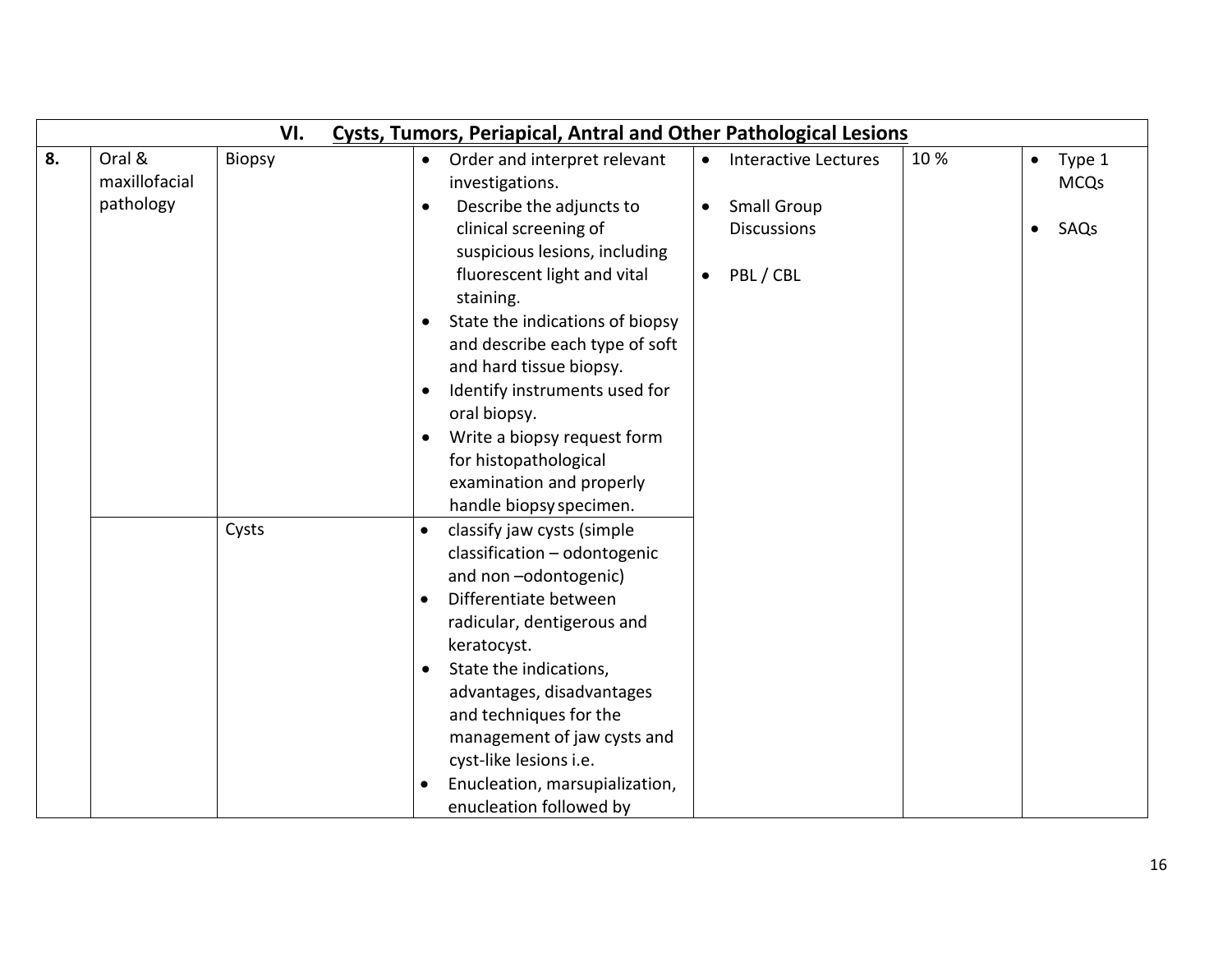| VI. Cysts, Tumors, Periapical, Antral and Other Pathological Lesions | | | | | | |
|---|---|---|---|---|---|---|
| 8. | Oral & maxillofacial pathology | Biopsy | • Order and interpret relevant investigations.<br>• Describe the adjuncts to clinical screening of suspicious lesions, including fluorescent light and vital staining.<br>• State the indications of biopsy and describe each type of soft and hard tissue biopsy.<br>• Identify instruments used for oral biopsy.<br>• Write a biopsy request form for histopathological examination and properly handle biopsy specimen. | • Interactive Lectures<br>• Small Group Discussions<br>• PBL / CBL | 10 % | • Type 1 MCQs<br>• SAQs |
| | | Cysts | • classify jaw cysts (simple classification – odontogenic and non –odontogenic)<br>• Differentiate between radicular, dentigerous and keratocyst.<br>• State the indications, advantages, disadvantages and techniques for the management of jaw cysts and cyst-like lesions i.e.<br>• Enucleation, marsupialization, enucleation followed by | | | |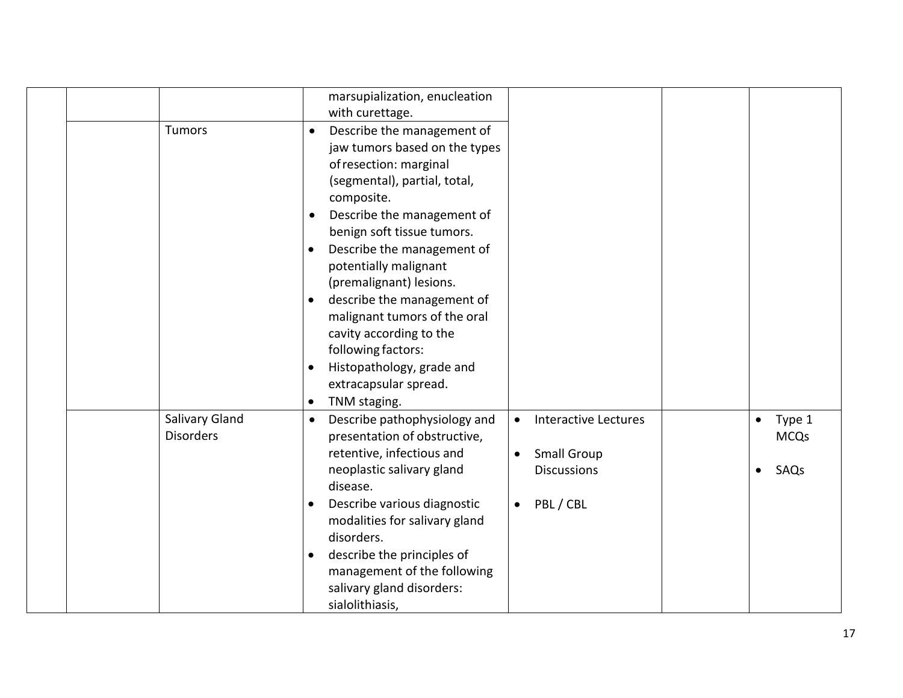| | | | | | |
|---|---|---|---|---|---|
| | | marsupialization, enucleation with curettage. | | | |
| | Tumors | • Describe the management of jaw tumors based on the types of resection: marginal (segmental), partial, total, composite.<br>• Describe the management of benign soft tissue tumors.<br>• Describe the management of potentially malignant (premalignant) lesions.<br>• describe the management of malignant tumors of the oral cavity according to the following factors:<br>• Histopathology, grade and extracapsular spread.<br>• TNM staging. | | | |
| | Salivary Gland Disorders | • Describe pathophysiology and presentation of obstructive, retentive, infectious and neoplastic salivary gland disease.<br>• Describe various diagnostic modalities for salivary gland disorders.<br>• describe the principles of management of the following salivary gland disorders: sialolithiasis, | • Interactive Lectures<br>• Small Group Discussions<br>• PBL / CBL | | • Type 1 MCQs<br>• SAQs |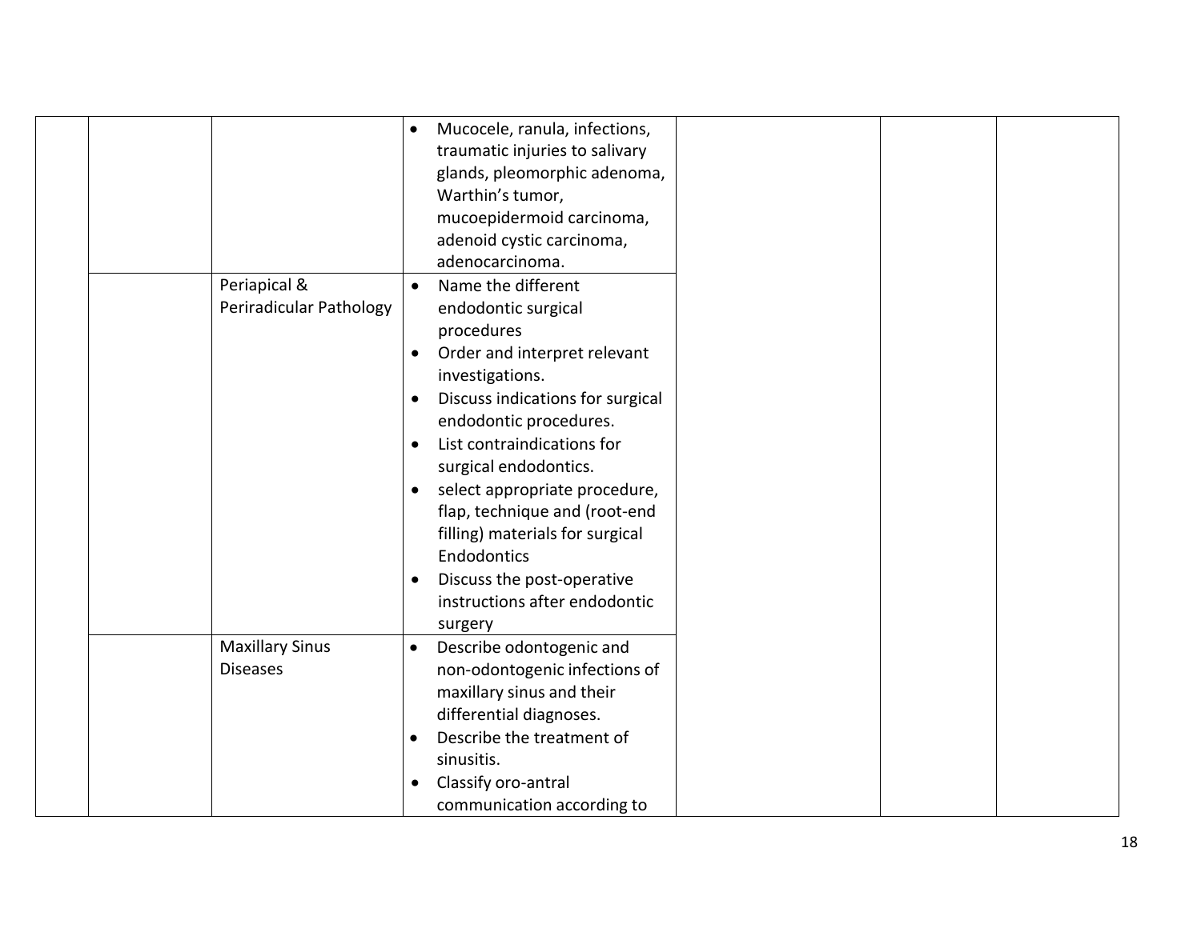| | | | | | | |
|---|---|---|---|---|---|---|
| | | | • Mucocele, ranula, infections, traumatic injuries to salivary glands, pleomorphic adenoma, Warthin's tumor, mucoepidermoid carcinoma, adenoid cystic carcinoma, adenocarcinoma. | | | |
| | | Periapical & Periradicular Pathology | • Name the different endodontic surgical procedures<br>• Order and interpret relevant investigations.<br>• Discuss indications for surgical endodontic procedures.<br>• List contraindications for surgical endodontics.<br>• select appropriate procedure, flap, technique and (root-end filling) materials for surgical Endodontics<br>• Discuss the post-operative instructions after endodontic surgery | | | |
| | | Maxillary Sinus Diseases | • Describe odontogenic and non-odontogenic infections of maxillary sinus and their differential diagnoses.<br>• Describe the treatment of sinusitis.<br>• Classify oro-antral communication according to | | | |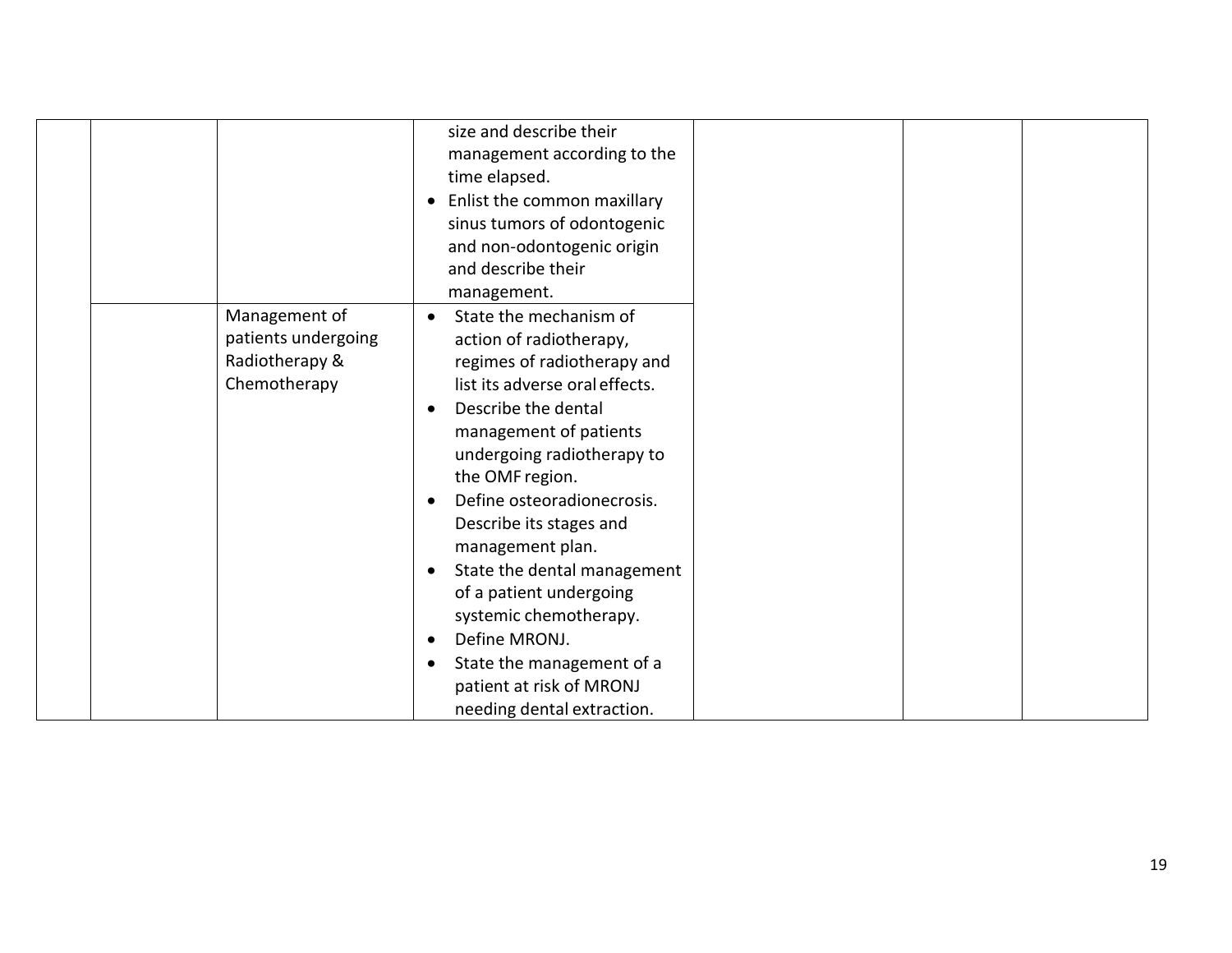| | | | | | | |
|---|---|---|---|---|---|---|
| | | | size and describe their management according to the time elapsed.<br>• Enlist the common maxillary sinus tumors of odontogenic and non-odontogenic origin and describe their management. | | | |
| | | Management of patients undergoing Radiotherapy & Chemotherapy | • State the mechanism of action of radiotherapy, regimes of radiotherapy and list its adverse oral effects.<br>• Describe the dental management of patients undergoing radiotherapy to the OMF region.<br>• Define osteoradionecrosis. Describe its stages and management plan.<br>• State the dental management of a patient undergoing systemic chemotherapy.<br>• Define MRONJ.<br>• State the management of a patient at risk of MRONJ needing dental extraction. | | | |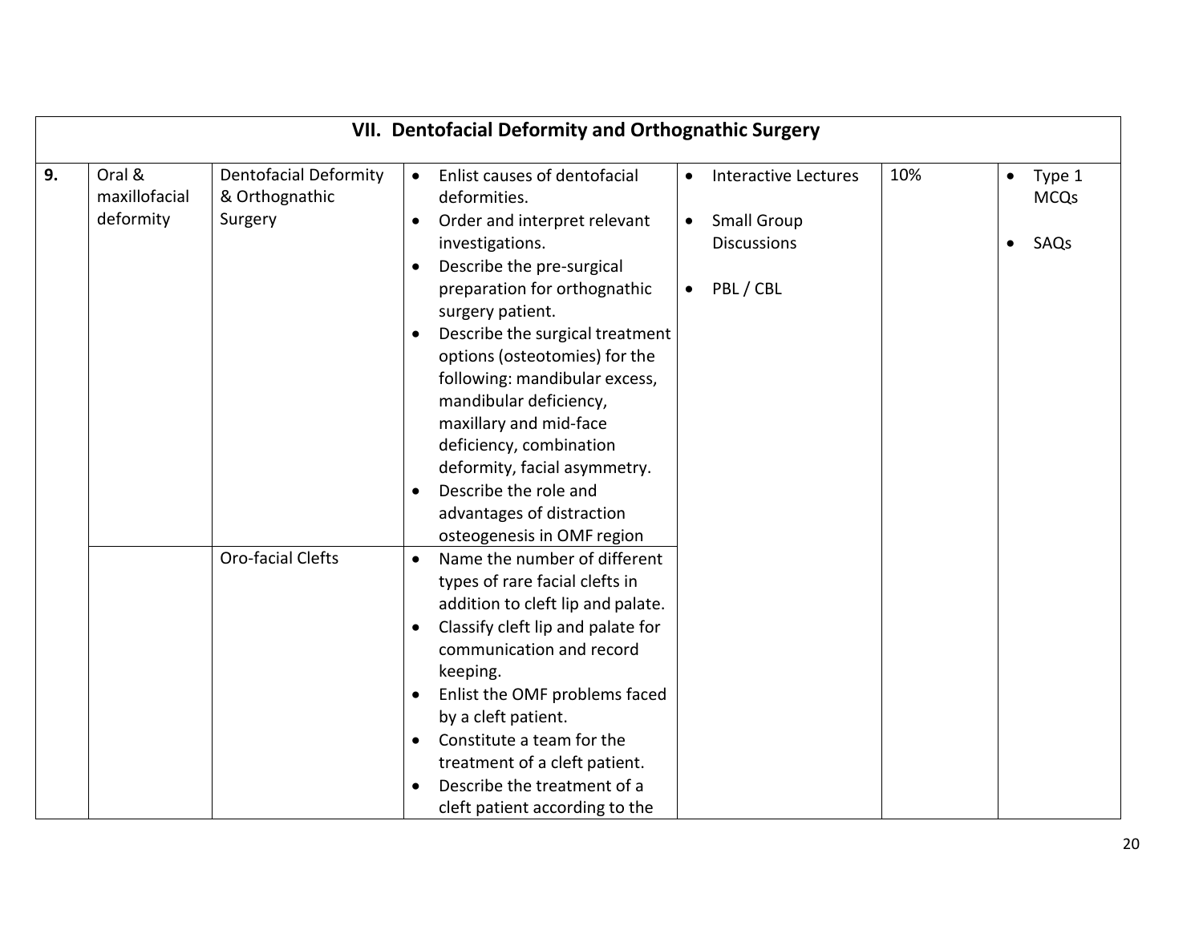| VII. Dentofacial Deformity and Orthognathic Surgery | | | | | | |
|---|---|---|---|---|---|---|
| **9.** | Oral & maxillofacial deformity | Dentofacial Deformity & Orthognathic Surgery | • Enlist causes of dentofacial deformities.<br>• Order and interpret relevant investigations.<br>• Describe the pre-surgical preparation for orthognathic surgery patient.<br>• Describe the surgical treatment options (osteotomies) for the following: mandibular excess, mandibular deficiency, maxillary and mid-face deficiency, combination deformity, facial asymmetry.<br>• Describe the role and advantages of distraction osteogenesis in OMF region | • Interactive Lectures<br>• Small Group Discussions<br>• PBL / CBL | 10% | • Type 1 MCQs<br>• SAQs |
| | | Oro-facial Clefts | • Name the number of different types of rare facial clefts in addition to cleft lip and palate.<br>• Classify cleft lip and palate for communication and record keeping.<br>• Enlist the OMF problems faced by a cleft patient.<br>• Constitute a team for the treatment of a cleft patient.<br>• Describe the treatment of a cleft patient according to the | | | |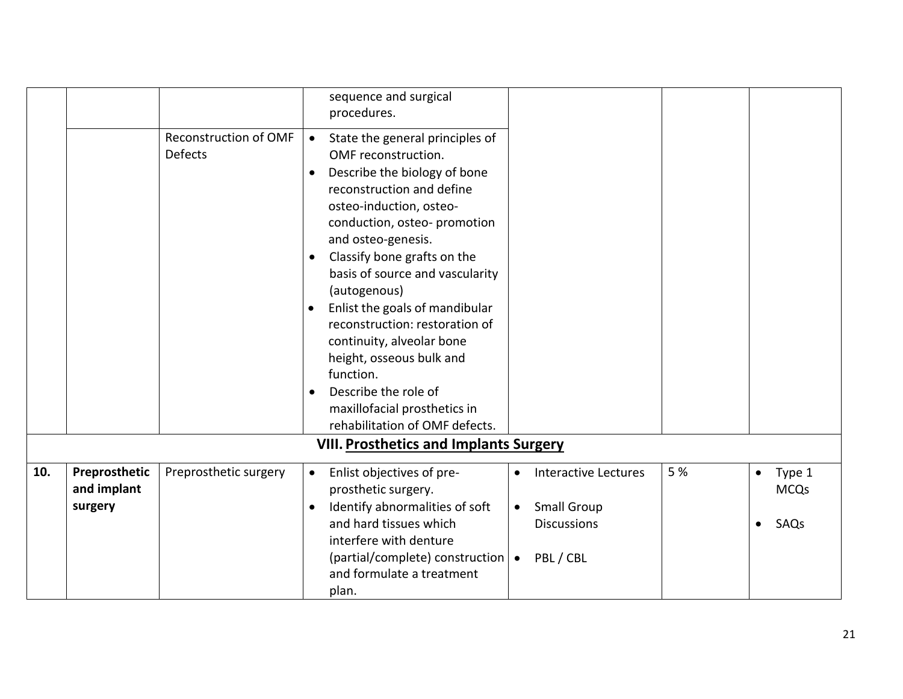| | | | | | | |
|---|---|---|---|---|---|---|
| | | | sequence and surgical procedures. | | | |
| | | Reconstruction of OMF Defects | • State the general principles of OMF reconstruction. <br> • Describe the biology of bone reconstruction and define osteo-induction, osteo-conduction, osteo- promotion and osteo-genesis. <br> • Classify bone grafts on the basis of source and vascularity (autogenous) <br> • Enlist the goals of mandibular reconstruction: restoration of continuity, alveolar bone height, osseous bulk and function. <br> • Describe the role of maxillofacial prosthetics in rehabilitation of OMF defects. | | | |
| | | | **VIII. Prosthetics and Implants Surgery** | | | |
| **10.** | **Preprosthetic and implant surgery** | Preprosthetic surgery | • Enlist objectives of pre-prosthetic surgery. <br> • Identify abnormalities of soft and hard tissues which interfere with denture (partial/complete) construction and formulate a treatment plan. | • Interactive Lectures <br> • Small Group Discussions <br> • PBL / CBL | 5 % | • Type 1 MCQs <br> • SAQs |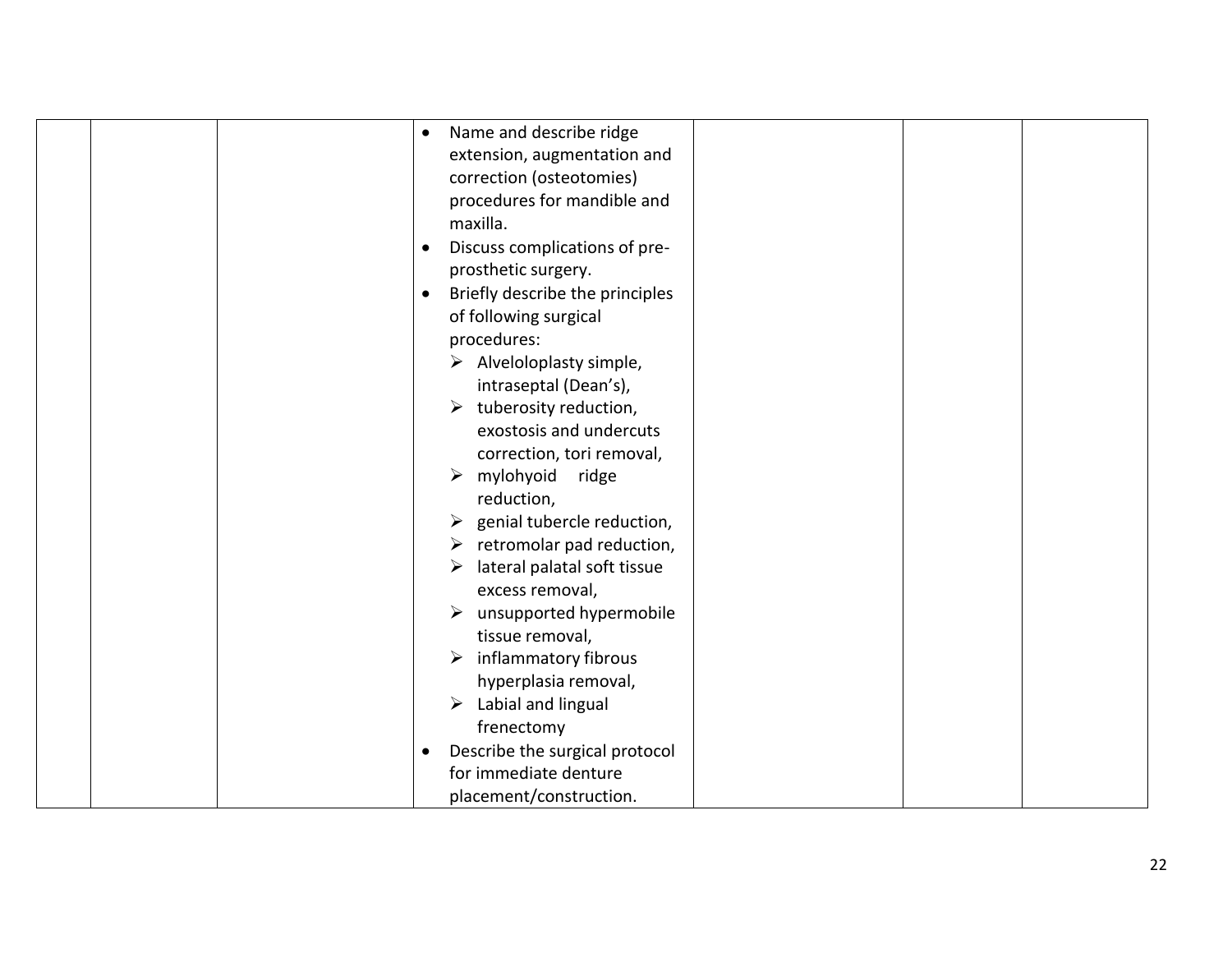| | | | | | | |
|---|---|---|---|---|---|---|
| | | | • Name and describe ridge extension, augmentation and correction (osteotomies) procedures for mandible and maxilla.<br>• Discuss complications of pre-prosthetic surgery.<br>• Briefly describe the principles of following surgical procedures:<br>➢ Alveloloplasty simple, intraseptal (Dean's),<br>➢ tuberosity reduction, exostosis and undercuts correction, tori removal,<br>➢ mylohyoid ridge reduction,<br>➢ genial tubercle reduction,<br>➢ retromolar pad reduction,<br>➢ lateral palatal soft tissue excess removal,<br>➢ unsupported hypermobile tissue removal,<br>➢ inflammatory fibrous hyperplasia removal,<br>➢ Labial and lingual frenectomy<br>• Describe the surgical protocol for immediate denture placement/construction. | | | |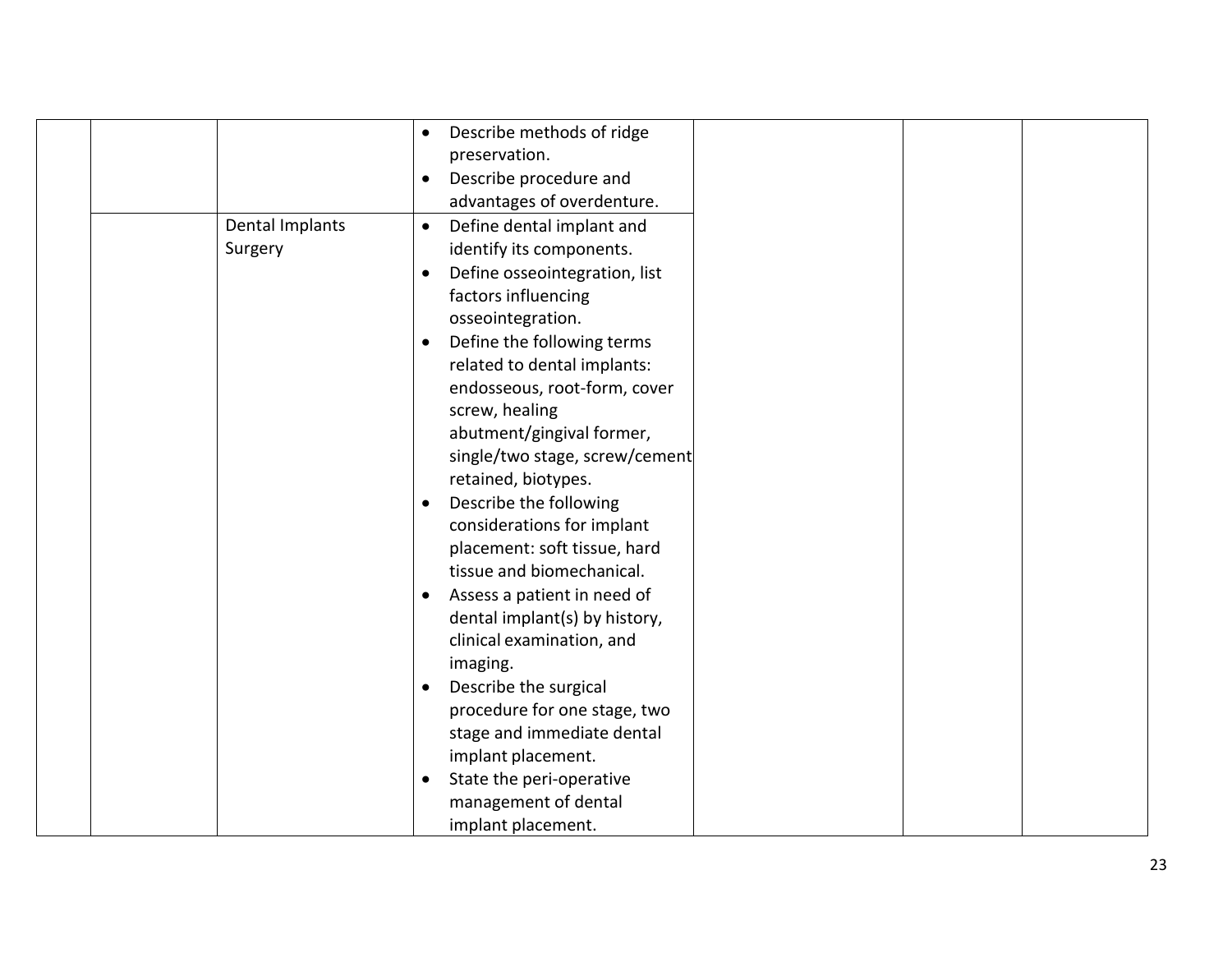| | | | | | | |
|---|---|---|---|---|---|---|
| | | | • Describe methods of ridge preservation.<br>• Describe procedure and advantages of overdenture. | | | |
| | | Dental Implants Surgery | • Define dental implant and identify its components.<br>• Define osseointegration, list factors influencing osseointegration.<br>• Define the following terms related to dental implants: endosseous, root-form, cover screw, healing abutment/gingival former, single/two stage, screw/cement retained, biotypes.<br>• Describe the following considerations for implant placement: soft tissue, hard tissue and biomechanical.<br>• Assess a patient in need of dental implant(s) by history, clinical examination, and imaging.<br>• Describe the surgical procedure for one stage, two stage and immediate dental implant placement.<br>• State the peri-operative management of dental implant placement. | | | |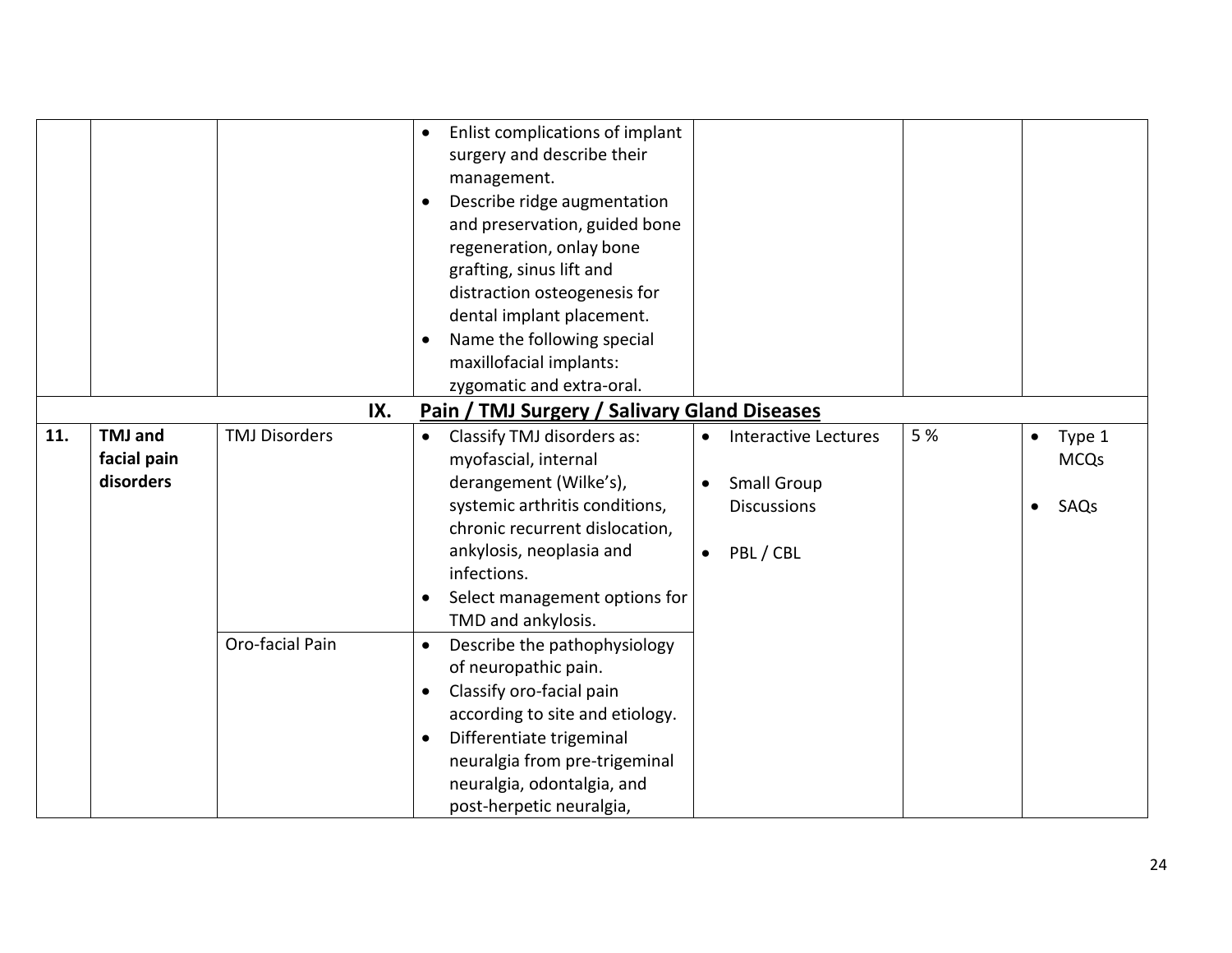| | | | | | | |
|---|---|---|---|---|---|---|
| | | | • Enlist complications of implant surgery and describe their management.<br>• Describe ridge augmentation and preservation, guided bone regeneration, onlay bone grafting, sinus lift and distraction osteogenesis for dental implant placement.<br>• Name the following special maxillofacial implants: zygomatic and extra-oral. | | | |
| | | **IX.** | **Pain / TMJ Surgery / Salivary Gland Diseases** | | | |
| **11.** | **TMJ and facial pain disorders** | TMJ Disorders | • Classify TMJ disorders as: myofascial, internal derangement (Wilke's), systemic arthritis conditions, chronic recurrent dislocation, ankylosis, neoplasia and infections.<br>• Select management options for TMD and ankylosis. | • Interactive Lectures<br>• Small Group Discussions<br>• PBL / CBL | 5 % | • Type 1 MCQs<br>• SAQs |
| | | Oro-facial Pain | • Describe the pathophysiology of neuropathic pain.<br>• Classify oro-facial pain according to site and etiology.<br>• Differentiate trigeminal neuralgia from pre-trigeminal neuralgia, odontalgia, and post-herpetic neuralgia, | | | |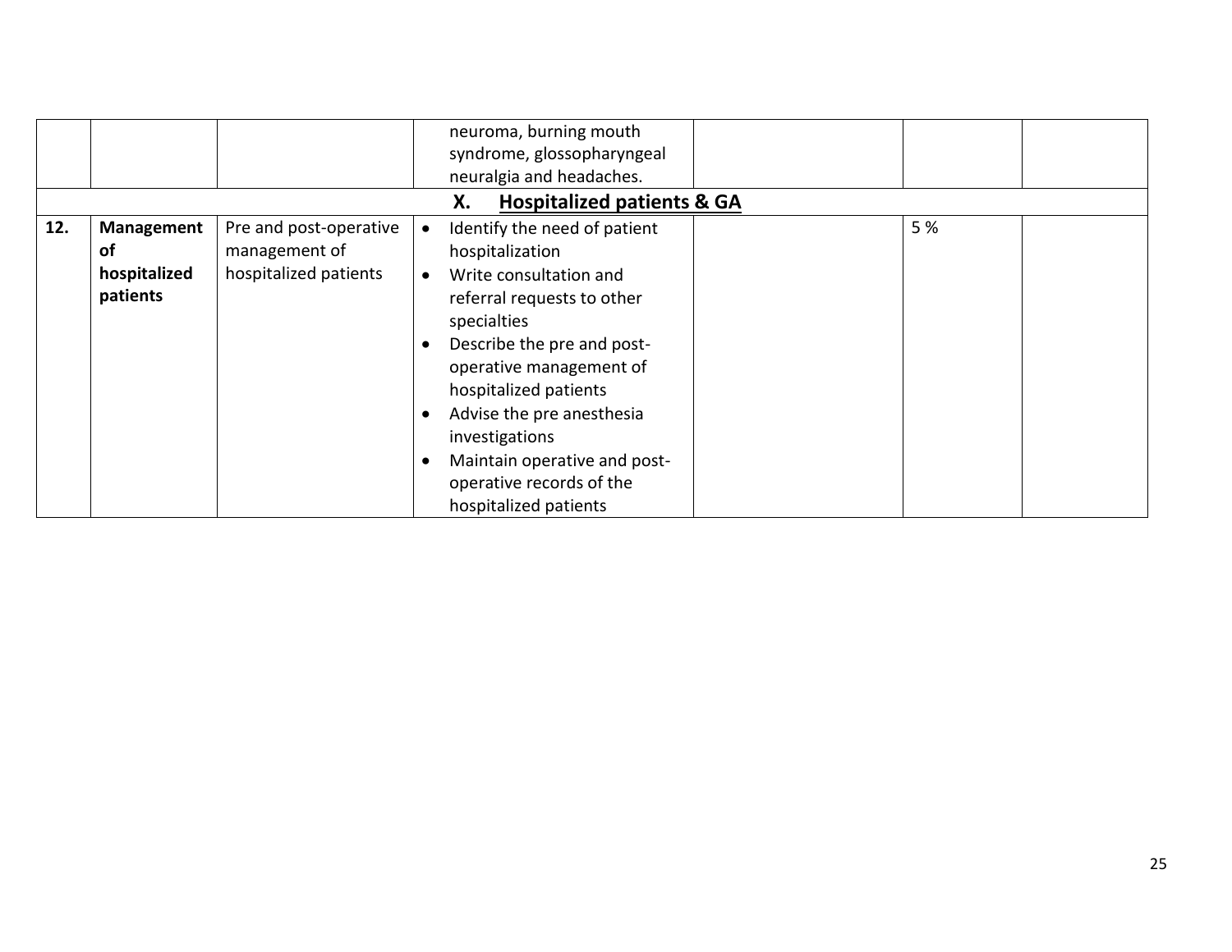| | | | | | | |
|---|---|---|---|---|---|---|
| | | | neuroma, burning mouth syndrome, glossopharyngeal neuralgia and headaches. | | | |
| **X. Hospitalized patients & GA** | | | | | | |
| **12.** | **Management of hospitalized patients** | Pre and post-operative management of hospitalized patients | • Identify the need of patient hospitalization<br>• Write consultation and referral requests to other specialties<br>• Describe the pre and post-operative management of hospitalized patients<br>• Advise the pre anesthesia investigations<br>• Maintain operative and post-operative records of the hospitalized patients | | 5 % | |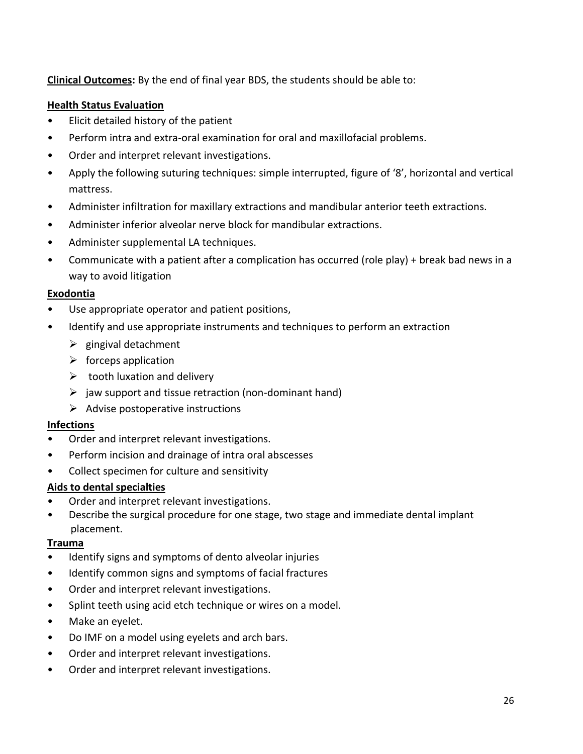**Clinical Outcomes:** By the end of final year BDS, the students should be able to:

**Health Status Evaluation**

- Elicit detailed history of the patient
- Perform intra and extra-oral examination for oral and maxillofacial problems.
- Order and interpret relevant investigations.
- Apply the following suturing techniques: simple interrupted, figure of '8', horizontal and vertical mattress.
- Administer infiltration for maxillary extractions and mandibular anterior teeth extractions.
- Administer inferior alveolar nerve block for mandibular extractions.
- Administer supplemental LA techniques.
- Communicate with a patient after a complication has occurred (role play) + break bad news in a way to avoid litigation

**Exodontia**

- Use appropriate operator and patient positions,
- Identify and use appropriate instruments and techniques to perform an extraction
  - gingival detachment
  - forceps application
  - tooth luxation and delivery
  - jaw support and tissue retraction (non-dominant hand)
  - Advise postoperative instructions

**Infections**

- Order and interpret relevant investigations.
- Perform incision and drainage of intra oral abscesses
- Collect specimen for culture and sensitivity

**Aids to dental specialties**

- Order and interpret relevant investigations.
- Describe the surgical procedure for one stage, two stage and immediate dental implant placement.

**Trauma**

- Identify signs and symptoms of dento alveolar injuries
- Identify common signs and symptoms of facial fractures
- Order and interpret relevant investigations.
- Splint teeth using acid etch technique or wires on a model.
- Make an eyelet.
- Do IMF on a model using eyelets and arch bars.
- Order and interpret relevant investigations.
- Order and interpret relevant investigations.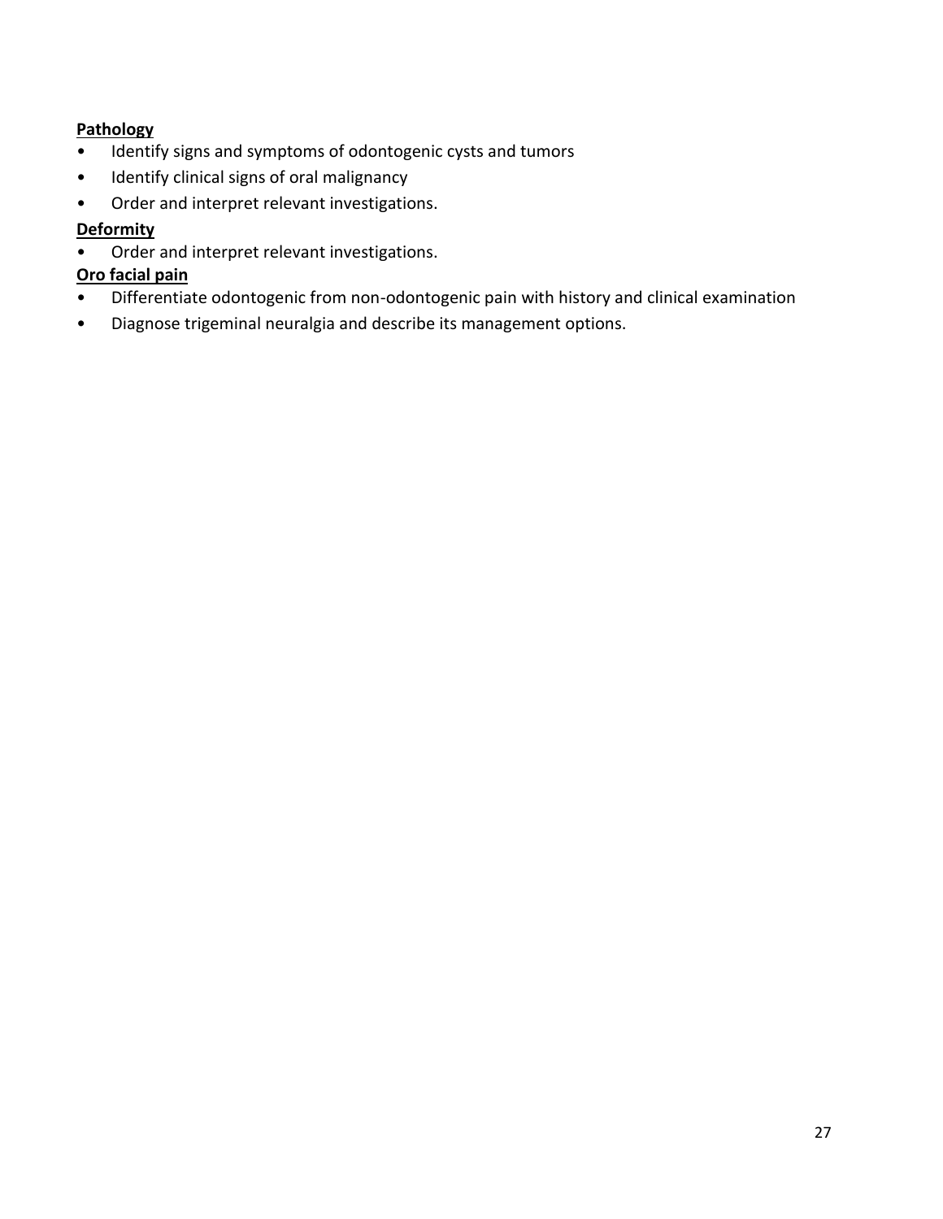**Pathology**

- Identify signs and symptoms of odontogenic cysts and tumors
- Identify clinical signs of oral malignancy
- Order and interpret relevant investigations.

**Deformity**

- Order and interpret relevant investigations.

**Oro facial pain**

- Differentiate odontogenic from non-odontogenic pain with history and clinical examination
- Diagnose trigeminal neuralgia and describe its management options.